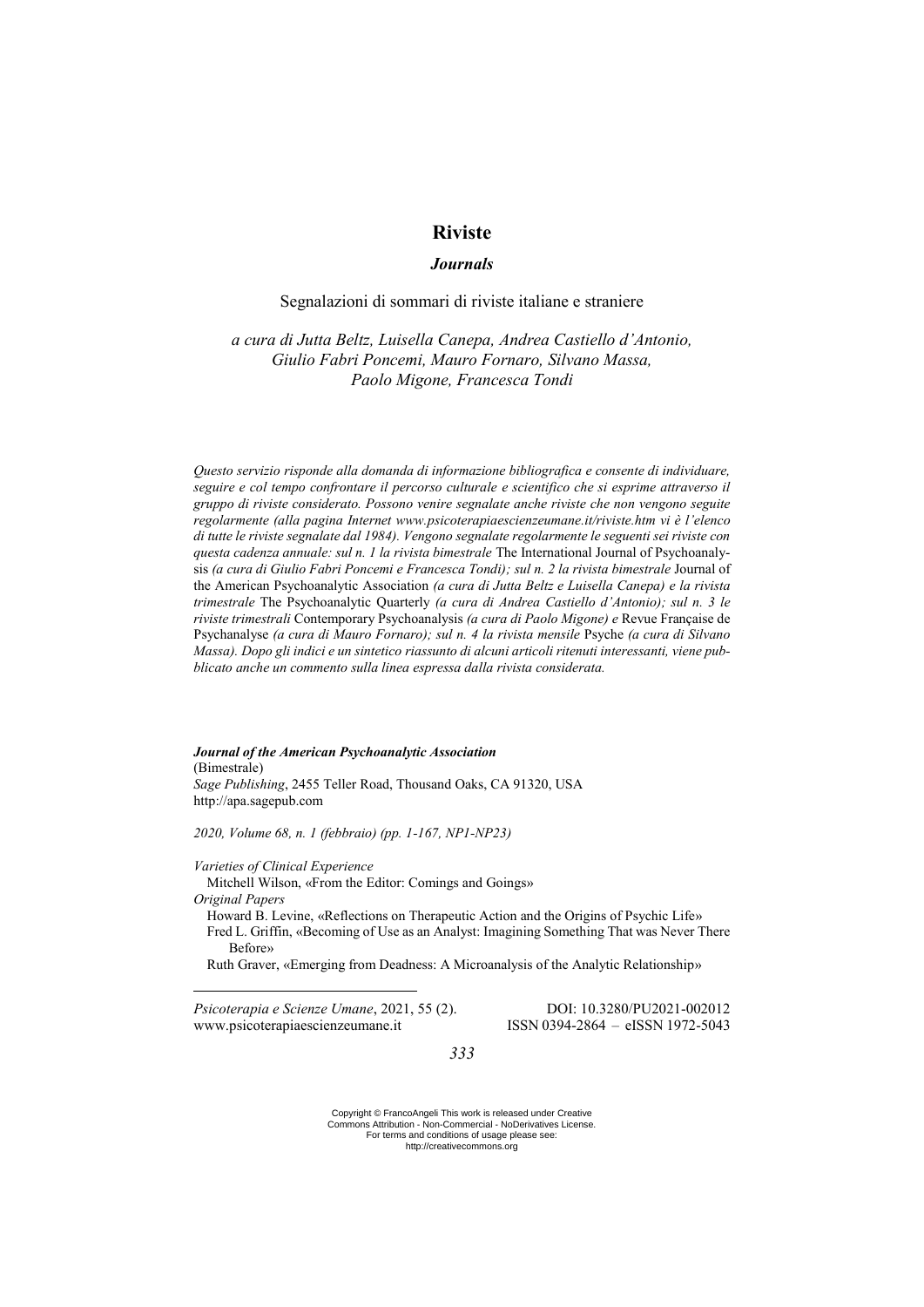# Riviste

## *Journals*

Segnalazioni di sommari di riviste italiane e straniere

*a cura di Jutta Beltz, Luisella Canepa, Andrea Castiello d'Antonio, Giulio Fabri Poncemi, Mauro Fornaro, Silvano Massa, Paolo Migone, Francesca Tondi*

*Questo servizio risponde alla domanda di informazione bibliografica e consente di individuare, seguire e col tempo confrontare il percorso culturale e scientifico che si esprime attraverso il gruppo di riviste considerato. Possono venire segnalate anche riviste che non vengono seguite regolarmente (alla pagina Internet www.psicoterapiaescienzeumane.it/riviste.htm vi è l'elenco di tutte le riviste segnalate dal 1984). Vengono segnalate regolarmente le seguenti sei riviste con questa cadenza annuale: sul n. 1 la rivista bimestrale* The International Journal of Psychoanalysis *(a cura di Giulio Fabri Poncemi e Francesca Tondi); sul n. 2 la rivista bimestrale* Journal of the American Psychoanalytic Association *(a cura di Jutta Beltz e Luisella Canepa) e la rivista trimestrale* The Psychoanalytic Quarterly *(a cura di Andrea Castiello d'Antonio); sul n. 3 le riviste trimestrali* Contemporary Psychoanalysis *(a cura di Paolo Migone) e* Revue Française de Psychanalyse *(a cura di Mauro Fornaro); sul n. 4 la rivista mensile* Psyche *(a cura di Silvano Massa). Dopo gli indici e un sintetico riassunto di alcuni articoli ritenuti interessanti, viene pubblicato anche un commento sulla linea espressa dalla rivista considerata.*

***Journal of the American Psychoanalytic Association***
(Bimestrale)
*Sage Publishing*, 2455 Teller Road, Thousand Oaks, CA 91320, USA
http://apa.sagepub.com

*2020, Volume 68, n. 1 (febbraio) (pp. 1-167, NP1-NP23)*

*Varieties of Clinical Experience*
Mitchell Wilson, «From the Editor: Comings and Goings»
*Original Papers*
Howard B. Levine, «Reflections on Therapeutic Action and the Origins of Psychic Life»
Fred L. Griffin, «Becoming of Use as an Analyst: Imagining Something That was Never There Before»
Ruth Graver, «Emerging from Deadness: A Microanalysis of the Analytic Relationship»

*Psicoterapia e Scienze Umane*, 2021, 55 (2). DOI: 10.3280/PU2021-002012
www.psicoterapiaescienzeumane.it ISSN 0394-2864 – eISSN 1972-5043

Copyright © FrancoAngeli This work is released under Creative Commons Attribution - Non-Commercial - NoDerivatives License. For terms and conditions of usage please see: http://creativecommons.org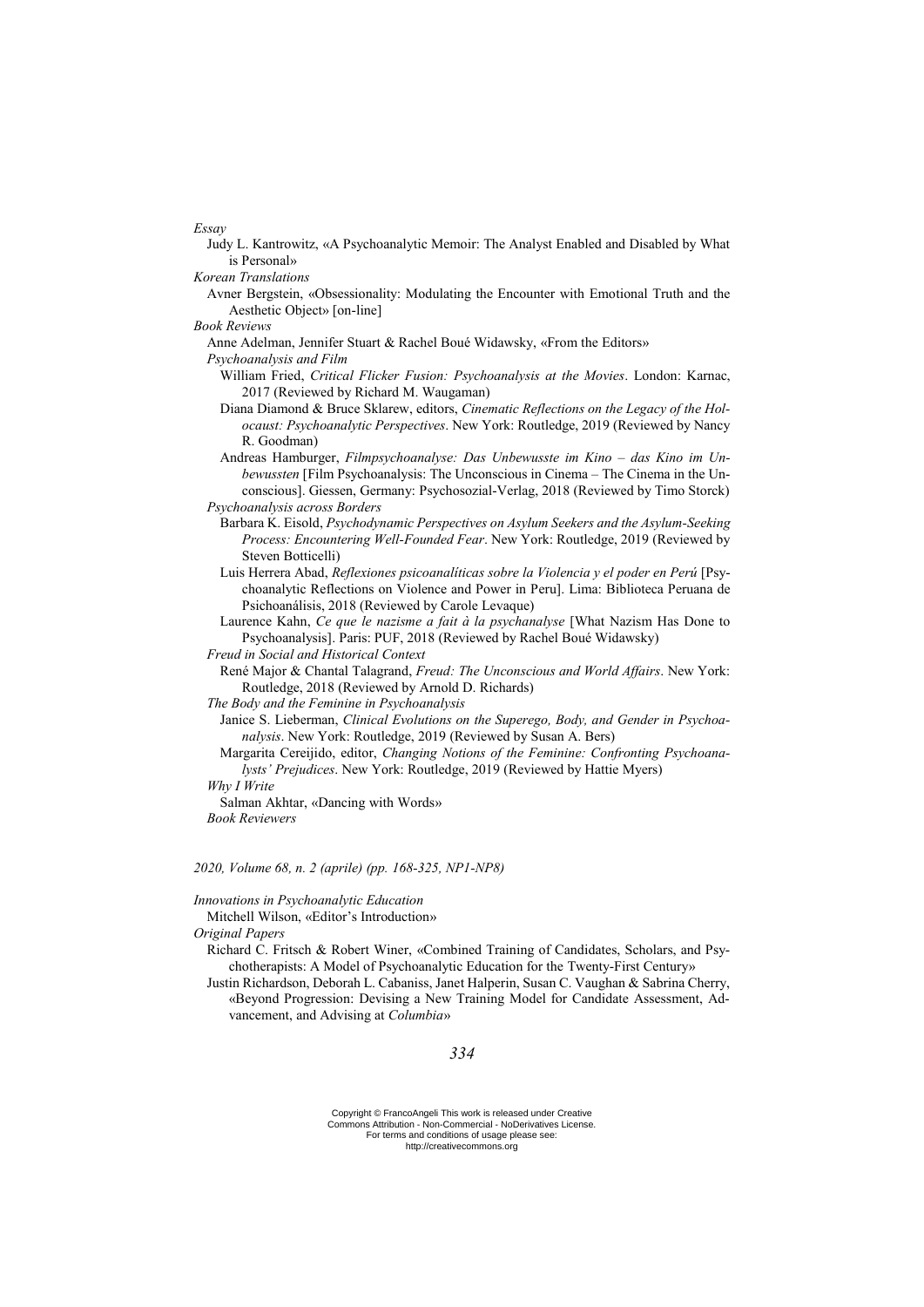*Essay*

Judy L. Kantrowitz, «A Psychoanalytic Memoir: The Analyst Enabled and Disabled by What is Personal»

*Korean Translations*

Avner Bergstein, «Obsessionality: Modulating the Encounter with Emotional Truth and the Aesthetic Object» [on-line]

*Book Reviews*

Anne Adelman, Jennifer Stuart & Rachel Boué Widawsky, «From the Editors»

*Psychoanalysis and Film*

William Fried, *Critical Flicker Fusion: Psychoanalysis at the Movies*. London: Karnac, 2017 (Reviewed by Richard M. Waugaman)

Diana Diamond & Bruce Sklarew, editors, *Cinematic Reflections on the Legacy of the Holocaust: Psychoanalytic Perspectives*. New York: Routledge, 2019 (Reviewed by Nancy R. Goodman)

Andreas Hamburger, *Filmpsychoanalyse: Das Unbewusste im Kino – das Kino im Unbewussten* [Film Psychoanalysis: The Unconscious in Cinema – The Cinema in the Unconscious]. Giessen, Germany: Psychosozial-Verlag, 2018 (Reviewed by Timo Storck)

*Psychoanalysis across Borders*

Barbara K. Eisold, *Psychodynamic Perspectives on Asylum Seekers and the Asylum-Seeking Process: Encountering Well-Founded Fear*. New York: Routledge, 2019 (Reviewed by Steven Botticelli)

Luis Herrera Abad, *Reflexiones psicoanalíticas sobre la Violencia y el poder en Perú* [Psychoanalytic Reflections on Violence and Power in Peru]. Lima: Biblioteca Peruana de Psichoanálisis, 2018 (Reviewed by Carole Levaque)

Laurence Kahn, *Ce que le nazisme a fait à la psychanalyse* [What Nazism Has Done to Psychoanalysis]. Paris: PUF, 2018 (Reviewed by Rachel Boué Widawsky)

*Freud in Social and Historical Context*

René Major & Chantal Talagrand, *Freud: The Unconscious and World Affairs*. New York: Routledge, 2018 (Reviewed by Arnold D. Richards)

*The Body and the Feminine in Psychoanalysis*

Janice S. Lieberman, *Clinical Evolutions on the Superego, Body, and Gender in Psychoanalysis*. New York: Routledge, 2019 (Reviewed by Susan A. Bers)

Margarita Cereijido, editor, *Changing Notions of the Feminine: Confronting Psychoanalysts' Prejudices*. New York: Routledge, 2019 (Reviewed by Hattie Myers)

*Why I Write*

Salman Akhtar, «Dancing with Words»

*Book Reviewers*

*2020, Volume 68, n. 2 (aprile) (pp. 168-325, NP1-NP8)*

*Innovations in Psychoanalytic Education*

Mitchell Wilson, «Editor's Introduction»

*Original Papers*

Richard C. Fritsch & Robert Winer, «Combined Training of Candidates, Scholars, and Psychotherapists: A Model of Psychoanalytic Education for the Twenty-First Century»

Justin Richardson, Deborah L. Cabaniss, Janet Halperin, Susan C. Vaughan & Sabrina Cherry, «Beyond Progression: Devising a New Training Model for Candidate Assessment, Advancement, and Advising at *Columbia*»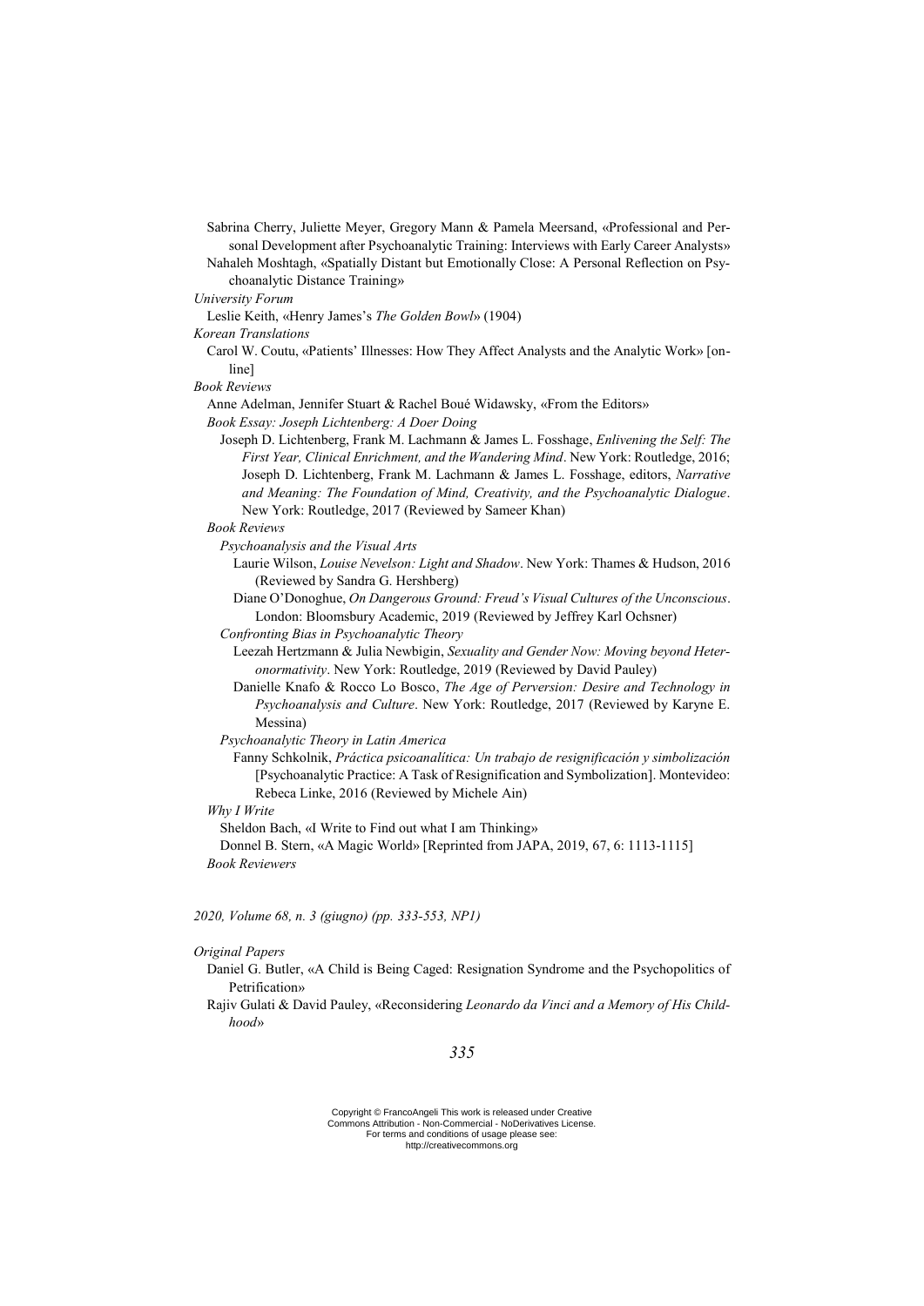Sabrina Cherry, Juliette Meyer, Gregory Mann & Pamela Meersand, «Professional and Personal Development after Psychoanalytic Training: Interviews with Early Career Analysts»

Nahaleh Moshtagh, «Spatially Distant but Emotionally Close: A Personal Reflection on Psychoanalytic Distance Training»

*University Forum*

Leslie Keith, «Henry James's *The Golden Bowl*» (1904)

*Korean Translations*

Carol W. Coutu, «Patients' Illnesses: How They Affect Analysts and the Analytic Work» [online]

*Book Reviews*

Anne Adelman, Jennifer Stuart & Rachel Boué Widawsky, «From the Editors»

*Book Essay: Joseph Lichtenberg: A Doer Doing*

Joseph D. Lichtenberg, Frank M. Lachmann & James L. Fosshage, *Enlivening the Self: The First Year, Clinical Enrichment, and the Wandering Mind*. New York: Routledge, 2016; Joseph D. Lichtenberg, Frank M. Lachmann & James L. Fosshage, editors, *Narrative and Meaning: The Foundation of Mind, Creativity, and the Psychoanalytic Dialogue*. New York: Routledge, 2017 (Reviewed by Sameer Khan)

*Book Reviews*

*Psychoanalysis and the Visual Arts*

Laurie Wilson, *Louise Nevelson: Light and Shadow*. New York: Thames & Hudson, 2016 (Reviewed by Sandra G. Hershberg)

Diane O'Donoghue, *On Dangerous Ground: Freud's Visual Cultures of the Unconscious*. London: Bloomsbury Academic, 2019 (Reviewed by Jeffrey Karl Ochsner)

*Confronting Bias in Psychoanalytic Theory*

Leezah Hertzmann & Julia Newbigin, *Sexuality and Gender Now: Moving beyond Heteronormativity*. New York: Routledge, 2019 (Reviewed by David Pauley)

Danielle Knafo & Rocco Lo Bosco, *The Age of Perversion: Desire and Technology in Psychoanalysis and Culture*. New York: Routledge, 2017 (Reviewed by Karyne E. Messina)

*Psychoanalytic Theory in Latin America*

Fanny Schkolnik, *Práctica psicoanalítica: Un trabajo de resignificación y simbolización* [Psychoanalytic Practice: A Task of Resignification and Symbolization]. Montevideo: Rebeca Linke, 2016 (Reviewed by Michele Ain)

*Why I Write*

Sheldon Bach, «I Write to Find out what I am Thinking»

Donnel B. Stern, «A Magic World» [Reprinted from JAPA, 2019, 67, 6: 1113-1115]

*Book Reviewers*

*2020, Volume 68, n. 3 (giugno) (pp. 333-553, NP1)*

*Original Papers*

Daniel G. Butler, «A Child is Being Caged: Resignation Syndrome and the Psychopolitics of Petrification»

Rajiv Gulati & David Pauley, «Reconsidering *Leonardo da Vinci and a Memory of His Childhood*»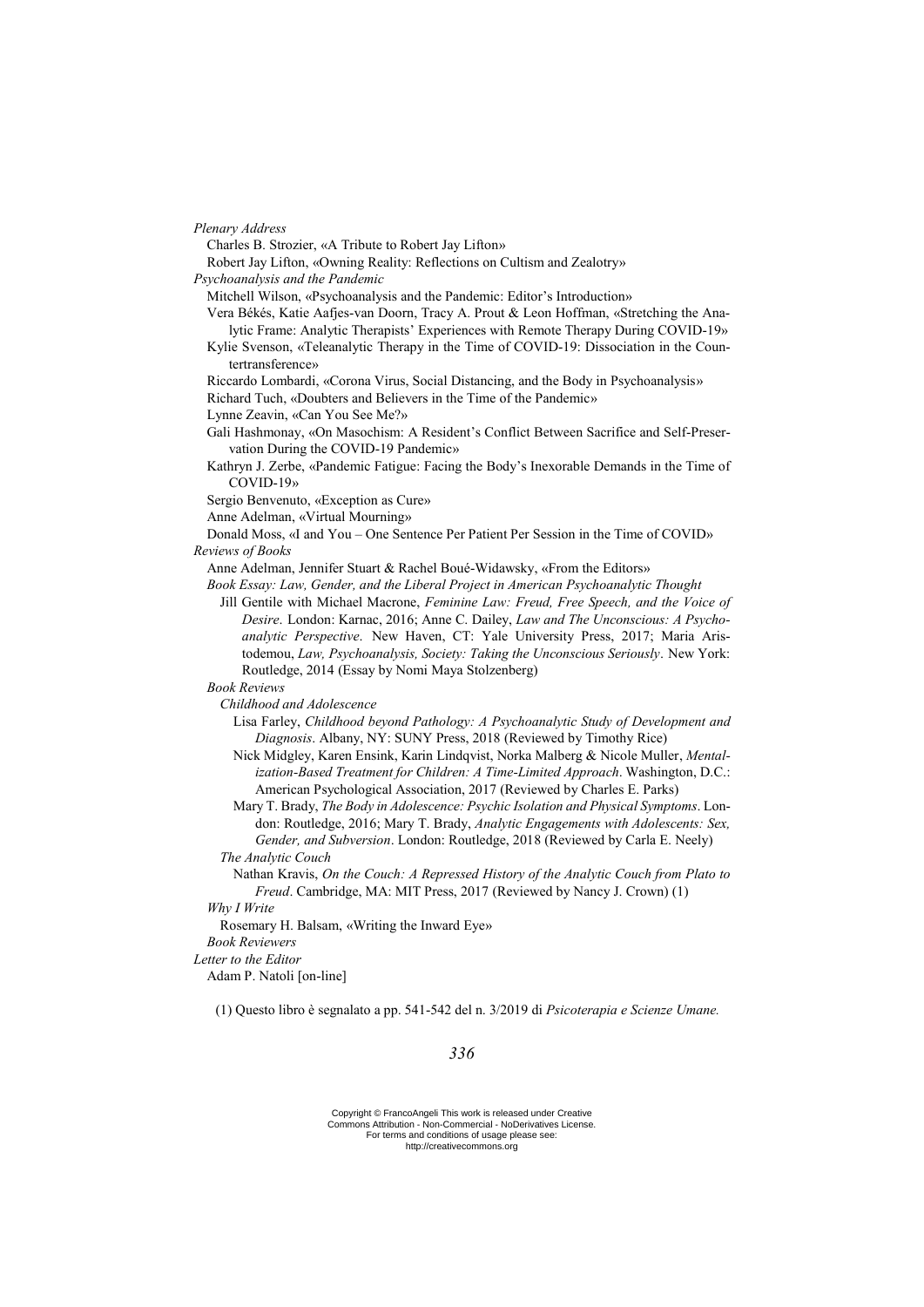*Plenary Address*

Charles B. Strozier, «A Tribute to Robert Jay Lifton»

Robert Jay Lifton, «Owning Reality: Reflections on Cultism and Zealotry»

*Psychoanalysis and the Pandemic*

Mitchell Wilson, «Psychoanalysis and the Pandemic: Editor's Introduction»

Vera Békés, Katie Aafjes-van Doorn, Tracy A. Prout & Leon Hoffman, «Stretching the Analytic Frame: Analytic Therapists' Experiences with Remote Therapy During COVID-19»

Kylie Svenson, «Teleanalytic Therapy in the Time of COVID-19: Dissociation in the Countertransference»

Riccardo Lombardi, «Corona Virus, Social Distancing, and the Body in Psychoanalysis»

Richard Tuch, «Doubters and Believers in the Time of the Pandemic»

Lynne Zeavin, «Can You See Me?»

Gali Hashmonay, «On Masochism: A Resident's Conflict Between Sacrifice and Self-Preservation During the COVID-19 Pandemic»

Kathryn J. Zerbe, «Pandemic Fatigue: Facing the Body's Inexorable Demands in the Time of COVID-19»

Sergio Benvenuto, «Exception as Cure»

Anne Adelman, «Virtual Mourning»

Donald Moss, «I and You – One Sentence Per Patient Per Session in the Time of COVID»

*Reviews of Books*

Anne Adelman, Jennifer Stuart & Rachel Boué-Widawsky, «From the Editors»

*Book Essay: Law, Gender, and the Liberal Project in American Psychoanalytic Thought*

Jill Gentile with Michael Macrone, *Feminine Law: Freud, Free Speech, and the Voice of Desire*. London: Karnac, 2016; Anne C. Dailey, *Law and The Unconscious: A Psychoanalytic Perspective*. New Haven, CT: Yale University Press, 2017; Maria Aristodemou, *Law, Psychoanalysis, Society: Taking the Unconscious Seriously*. New York: Routledge, 2014 (Essay by Nomi Maya Stolzenberg)

*Book Reviews*

*Childhood and Adolescence*

Lisa Farley, *Childhood beyond Pathology: A Psychoanalytic Study of Development and Diagnosis*. Albany, NY: SUNY Press, 2018 (Reviewed by Timothy Rice)

Nick Midgley, Karen Ensink, Karin Lindqvist, Norka Malberg & Nicole Muller, *Mentalization-Based Treatment for Children: A Time-Limited Approach*. Washington, D.C.: American Psychological Association, 2017 (Reviewed by Charles E. Parks)

Mary T. Brady, *The Body in Adolescence: Psychic Isolation and Physical Symptoms*. London: Routledge, 2016; Mary T. Brady, *Analytic Engagements with Adolescents: Sex, Gender, and Subversion*. London: Routledge, 2018 (Reviewed by Carla E. Neely)

*The Analytic Couch*

Nathan Kravis, *On the Couch: A Repressed History of the Analytic Couch from Plato to Freud*. Cambridge, MA: MIT Press, 2017 (Reviewed by Nancy J. Crown) (1)

*Why I Write*

Rosemary H. Balsam, «Writing the Inward Eye»

*Book Reviewers*

*Letter to the Editor*

Adam P. Natoli [on-line]

(1) Questo libro è segnalato a pp. 541-542 del n. 3/2019 di *Psicoterapia e Scienze Umane.*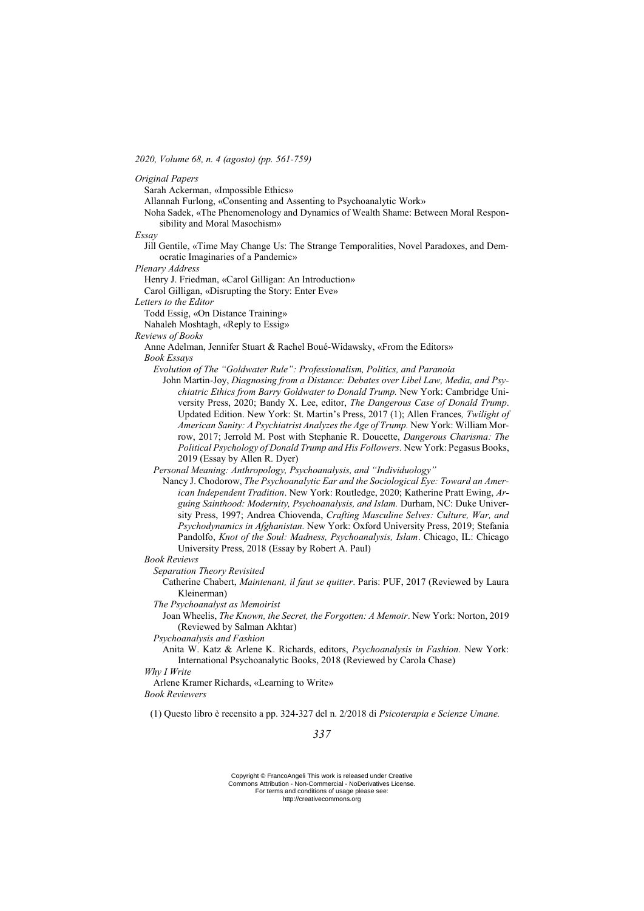*2020, Volume 68, n. 4 (agosto) (pp. 561-759)*

*Original Papers*

Sarah Ackerman, «Impossible Ethics»

Allannah Furlong, «Consenting and Assenting to Psychoanalytic Work»

Noha Sadek, «The Phenomenology and Dynamics of Wealth Shame: Between Moral Responsibility and Moral Masochism»

*Essay*

Jill Gentile, «Time May Change Us: The Strange Temporalities, Novel Paradoxes, and Democratic Imaginaries of a Pandemic»

*Plenary Address*

Henry J. Friedman, «Carol Gilligan: An Introduction»

Carol Gilligan, «Disrupting the Story: Enter Eve»

*Letters to the Editor*

Todd Essig, «On Distance Training»

Nahaleh Moshtagh, «Reply to Essig»

*Reviews of Books*

Anne Adelman, Jennifer Stuart & Rachel Boué-Widawsky, «From the Editors»

*Book Essays*

*Evolution of The "Goldwater Rule": Professionalism, Politics, and Paranoia*

John Martin-Joy, *Diagnosing from a Distance: Debates over Libel Law, Media, and Psychiatric Ethics from Barry Goldwater to Donald Trump.* New York: Cambridge University Press, 2020; Bandy X. Lee, editor, *The Dangerous Case of Donald Trump*. Updated Edition. New York: St. Martin's Press, 2017 (1); Allen Frances*, Twilight of American Sanity: A Psychiatrist Analyzes the Age of Trump.* New York: William Morrow, 2017; Jerrold M. Post with Stephanie R. Doucette, *Dangerous Charisma: The Political Psychology of Donald Trump and His Followers*. New York: Pegasus Books, 2019 (Essay by Allen R. Dyer)

*Personal Meaning: Anthropology, Psychoanalysis, and "Individuology"*

Nancy J. Chodorow, *The Psychoanalytic Ear and the Sociological Eye: Toward an American Independent Tradition*. New York: Routledge, 2020; Katherine Pratt Ewing, *Arguing Sainthood: Modernity, Psychoanalysis, and Islam.* Durham, NC: Duke University Press, 1997; Andrea Chiovenda, *Crafting Masculine Selves: Culture, War, and Psychodynamics in Afghanistan.* New York: Oxford University Press, 2019; Stefania Pandolfo, *Knot of the Soul: Madness, Psychoanalysis, Islam*. Chicago, IL: Chicago University Press, 2018 (Essay by Robert A. Paul)

*Book Reviews*

*Separation Theory Revisited*

Catherine Chabert, *Maintenant, il faut se quitter*. Paris: PUF, 2017 (Reviewed by Laura Kleinerman)

*The Psychoanalyst as Memoirist*

Joan Wheelis, *The Known, the Secret, the Forgotten: A Memoir*. New York: Norton, 2019 (Reviewed by Salman Akhtar)

*Psychoanalysis and Fashion*

Anita W. Katz & Arlene K. Richards, editors, *Psychoanalysis in Fashion*. New York: International Psychoanalytic Books, 2018 (Reviewed by Carola Chase)

*Why I Write*

Arlene Kramer Richards, «Learning to Write»

*Book Reviewers*

(1) Questo libro è recensito a pp. 324-327 del n. 2/2018 di *Psicoterapia e Scienze Umane.*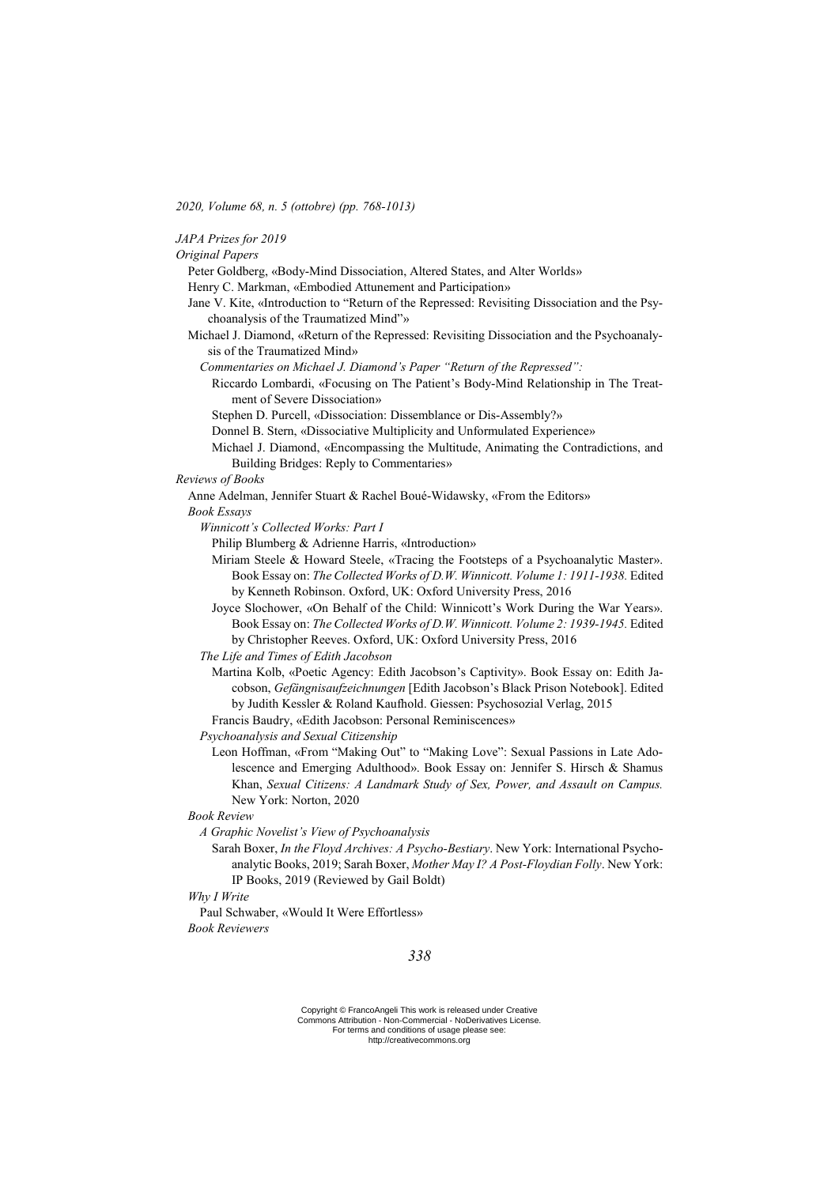*2020, Volume 68, n. 5 (ottobre) (pp. 768-1013)*

*JAPA Prizes for 2019*

*Original Papers*

Peter Goldberg, «Body-Mind Dissociation, Altered States, and Alter Worlds»

Henry C. Markman, «Embodied Attunement and Participation»

Jane V. Kite, «Introduction to "Return of the Repressed: Revisiting Dissociation and the Psychoanalysis of the Traumatized Mind"»

Michael J. Diamond, «Return of the Repressed: Revisiting Dissociation and the Psychoanalysis of the Traumatized Mind»

*Commentaries on Michael J. Diamond's Paper "Return of the Repressed":*

Riccardo Lombardi, «Focusing on The Patient's Body-Mind Relationship in The Treatment of Severe Dissociation»

Stephen D. Purcell, «Dissociation: Dissemblance or Dis-Assembly?»

Donnel B. Stern, «Dissociative Multiplicity and Unformulated Experience»

Michael J. Diamond, «Encompassing the Multitude, Animating the Contradictions, and Building Bridges: Reply to Commentaries»

*Reviews of Books*

Anne Adelman, Jennifer Stuart & Rachel Boué-Widawsky, «From the Editors»

*Book Essays*

*Winnicott's Collected Works: Part I*

Philip Blumberg & Adrienne Harris, «Introduction»

Miriam Steele & Howard Steele, «Tracing the Footsteps of a Psychoanalytic Master». Book Essay on: *The Collected Works of D.W. Winnicott. Volume 1: 1911-1938.* Edited by Kenneth Robinson. Oxford, UK: Oxford University Press, 2016

Joyce Slochower, «On Behalf of the Child: Winnicott's Work During the War Years». Book Essay on: *The Collected Works of D.W. Winnicott. Volume 2: 1939-1945.* Edited by Christopher Reeves. Oxford, UK: Oxford University Press, 2016

*The Life and Times of Edith Jacobson*

Martina Kolb, «Poetic Agency: Edith Jacobson's Captivity». Book Essay on: Edith Jacobson, *Gefängnisaufzeichnungen* [Edith Jacobson's Black Prison Notebook]. Edited by Judith Kessler & Roland Kaufhold. Giessen: Psychosozial Verlag, 2015

Francis Baudry, «Edith Jacobson: Personal Reminiscences»

*Psychoanalysis and Sexual Citizenship*

Leon Hoffman, «From "Making Out" to "Making Love": Sexual Passions in Late Adolescence and Emerging Adulthood». Book Essay on: Jennifer S. Hirsch & Shamus Khan, *Sexual Citizens: A Landmark Study of Sex, Power, and Assault on Campus.* New York: Norton, 2020

*Book Review*

*A Graphic Novelist's View of Psychoanalysis*

Sarah Boxer, *In the Floyd Archives: A Psycho-Bestiary*. New York: International Psychoanalytic Books, 2019; Sarah Boxer, *Mother May I? A Post-Floydian Folly*. New York: IP Books, 2019 (Reviewed by Gail Boldt)

*Why I Write*

Paul Schwaber, «Would It Were Effortless»

*Book Reviewers*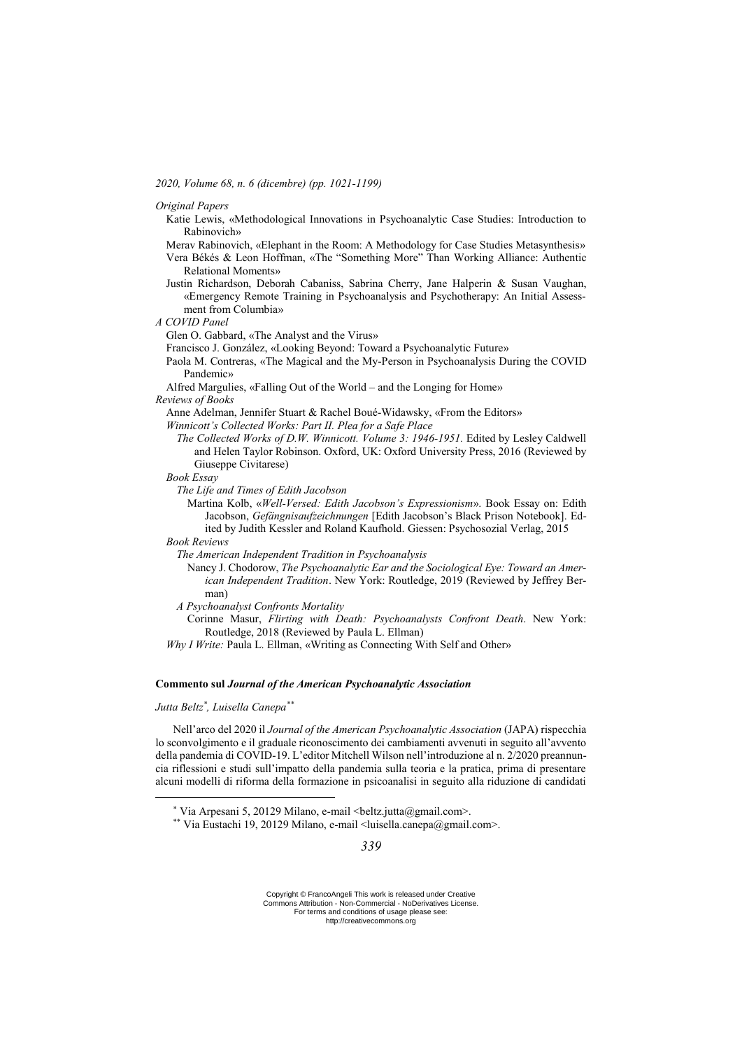*2020, Volume 68, n. 6 (dicembre) (pp. 1021-1199)*

*Original Papers*

Katie Lewis, «Methodological Innovations in Psychoanalytic Case Studies: Introduction to Rabinovich»

Merav Rabinovich, «Elephant in the Room: A Methodology for Case Studies Metasynthesis»

Vera Békés & Leon Hoffman, «The "Something More" Than Working Alliance: Authentic Relational Moments»

Justin Richardson, Deborah Cabaniss, Sabrina Cherry, Jane Halperin & Susan Vaughan, «Emergency Remote Training in Psychoanalysis and Psychotherapy: An Initial Assessment from Columbia»

*A COVID Panel*

Glen O. Gabbard, «The Analyst and the Virus»

Francisco J. González, «Looking Beyond: Toward a Psychoanalytic Future»

Paola M. Contreras, «The Magical and the My-Person in Psychoanalysis During the COVID Pandemic»

Alfred Margulies, «Falling Out of the World – and the Longing for Home»

*Reviews of Books*

Anne Adelman, Jennifer Stuart & Rachel Boué-Widawsky, «From the Editors»

*Winnicott's Collected Works: Part II. Plea for a Safe Place*

*The Collected Works of D.W. Winnicott. Volume 3: 1946-1951.* Edited by Lesley Caldwell and Helen Taylor Robinson. Oxford, UK: Oxford University Press, 2016 (Reviewed by Giuseppe Civitarese)

*Book Essay*

*The Life and Times of Edith Jacobson*

Martina Kolb, «*Well-Versed: Edith Jacobson's Expressionism*». Book Essay on: Edith Jacobson, *Gefängnisaufzeichnungen* [Edith Jacobson's Black Prison Notebook]. Edited by Judith Kessler and Roland Kaufhold. Giessen: Psychosozial Verlag, 2015

*Book Reviews*

*The American Independent Tradition in Psychoanalysis*

Nancy J. Chodorow, *The Psychoanalytic Ear and the Sociological Eye: Toward an American Independent Tradition*. New York: Routledge, 2019 (Reviewed by Jeffrey Berman)

*A Psychoanalyst Confronts Mortality*

Corinne Masur, *Flirting with Death: Psychoanalysts Confront Death*. New York: Routledge, 2018 (Reviewed by Paula L. Ellman)

*Why I Write:* Paula L. Ellman, «Writing as Connecting With Self and Other»

## Commento sul *Journal of the American Psychoanalytic Association*

*Jutta Beltz*[*], *Luisella Canepa*[**]

Nell'arco del 2020 il *Journal of the American Psychoanalytic Association* (JAPA) rispecchia lo sconvolgimento e il graduale riconoscimento dei cambiamenti avvenuti in seguito all'avvento della pandemia di COVID-19. L'editor Mitchell Wilson nell'introduzione al n. 2/2020 preannuncia riflessioni e studi sull'impatto della pandemia sulla teoria e la pratica, prima di presentare alcuni modelli di riforma della formazione in psicoanalisi in seguito alla riduzione di candidati

[*] Via Arpesani 5, 20129 Milano, e-mail <beltz.jutta@gmail.com>.

[**] Via Eustachi 19, 20129 Milano, e-mail <luisella.canepa@gmail.com>.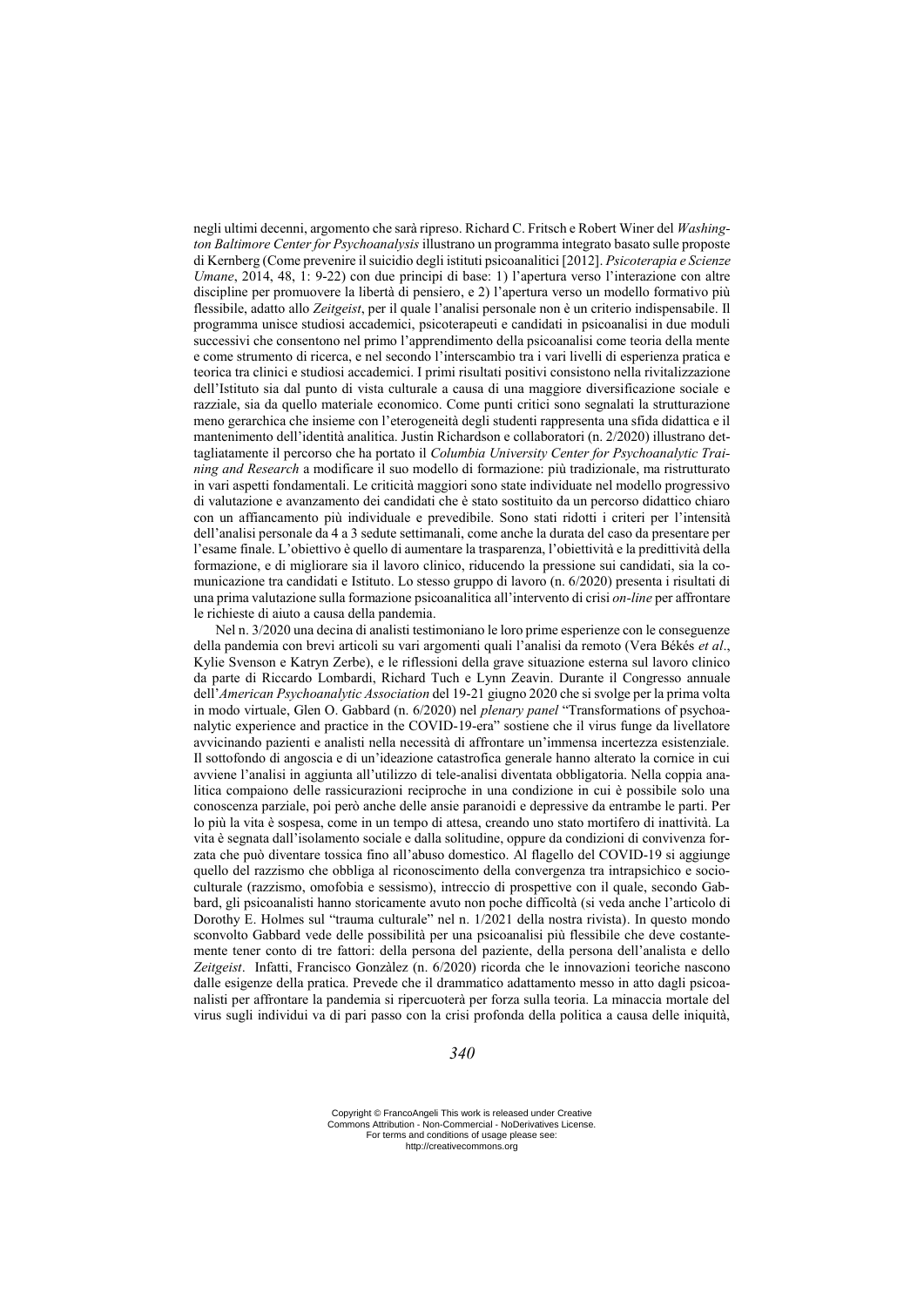negli ultimi decenni, argomento che sarà ripreso. Richard C. Fritsch e Robert Winer del *Washington Baltimore Center for Psychoanalysis* illustrano un programma integrato basato sulle proposte di Kernberg (Come prevenire il suicidio degli istituti psicoanalitici [2012]. *Psicoterapia e Scienze Umane*, 2014, 48, 1: 9-22) con due principi di base: 1) l'apertura verso l'interazione con altre discipline per promuovere la libertà di pensiero, e 2) l'apertura verso un modello formativo più flessibile, adatto allo *Zeitgeist*, per il quale l'analisi personale non è un criterio indispensabile. Il programma unisce studiosi accademici, psicoterapeuti e candidati in psicoanalisi in due moduli successivi che consentono nel primo l'apprendimento della psicoanalisi come teoria della mente e come strumento di ricerca, e nel secondo l'interscambio tra i vari livelli di esperienza pratica e teorica tra clinici e studiosi accademici. I primi risultati positivi consistono nella rivitalizzazione dell'Istituto sia dal punto di vista culturale a causa di una maggiore diversificazione sociale e razziale, sia da quello materiale economico. Come punti critici sono segnalati la strutturazione meno gerarchica che insieme con l'eterogeneità degli studenti rappresenta una sfida didattica e il mantenimento dell'identità analitica. Justin Richardson e collaboratori (n. 2/2020) illustrano dettagliatamente il percorso che ha portato il *Columbia University Center for Psychoanalytic Training and Research* a modificare il suo modello di formazione: più tradizionale, ma ristrutturato in vari aspetti fondamentali. Le criticità maggiori sono state individuate nel modello progressivo di valutazione e avanzamento dei candidati che è stato sostituito da un percorso didattico chiaro con un affiancamento più individuale e prevedibile. Sono stati ridotti i criteri per l'intensità dell'analisi personale da 4 a 3 sedute settimanali, come anche la durata del caso da presentare per l'esame finale. L'obiettivo è quello di aumentare la trasparenza, l'obiettività e la predittività della formazione, e di migliorare sia il lavoro clinico, riducendo la pressione sui candidati, sia la comunicazione tra candidati e Istituto. Lo stesso gruppo di lavoro (n. 6/2020) presenta i risultati di una prima valutazione sulla formazione psicoanalitica all'intervento di crisi *on-line* per affrontare le richieste di aiuto a causa della pandemia.

Nel n. 3/2020 una decina di analisti testimoniano le loro prime esperienze con le conseguenze della pandemia con brevi articoli su vari argomenti quali l'analisi da remoto (Vera Békés *et al*., Kylie Svenson e Katryn Zerbe), e le riflessioni della grave situazione esterna sul lavoro clinico da parte di Riccardo Lombardi, Richard Tuch e Lynn Zeavin. Durante il Congresso annuale dell'*American Psychoanalytic Association* del 19-21 giugno 2020 che si svolge per la prima volta in modo virtuale, Glen O. Gabbard (n. 6/2020) nel *plenary panel* "Transformations of psychoanalytic experience and practice in the COVID-19-era" sostiene che il virus funge da livellatore avvicinando pazienti e analisti nella necessità di affrontare un'immensa incertezza esistenziale. Il sottofondo di angoscia e di un'ideazione catastrofica generale hanno alterato la cornice in cui avviene l'analisi in aggiunta all'utilizzo di tele-analisi diventata obbligatoria. Nella coppia analitica compaiono delle rassicurazioni reciproche in una condizione in cui è possibile solo una conoscenza parziale, poi però anche delle ansie paranoidi e depressive da entrambe le parti. Per lo più la vita è sospesa, come in un tempo di attesa, creando uno stato mortifero di inattività. La vita è segnata dall'isolamento sociale e dalla solitudine, oppure da condizioni di convivenza forzata che può diventare tossica fino all'abuso domestico. Al flagello del COVID-19 si aggiunge quello del razzismo che obbliga al riconoscimento della convergenza tra intrapsichico e socio-culturale (razzismo, omofobia e sessismo), intreccio di prospettive con il quale, secondo Gabbard, gli psicoanalisti hanno storicamente avuto non poche difficoltà (si veda anche l'articolo di Dorothy E. Holmes sul "trauma culturale" nel n. 1/2021 della nostra rivista). In questo mondo sconvolto Gabbard vede delle possibilità per una psicoanalisi più flessibile che deve costantemente tener conto di tre fattori: della persona del paziente, della persona dell'analista e dello *Zeitgeist*. Infatti, Francisco Gonzàlez (n. 6/2020) ricorda che le innovazioni teoriche nascono dalle esigenze della pratica. Prevede che il drammatico adattamento messo in atto dagli psicoanalisti per affrontare la pandemia si ripercuoterà per forza sulla teoria. La minaccia mortale del virus sugli individui va di pari passo con la crisi profonda della politica a causa delle iniquità,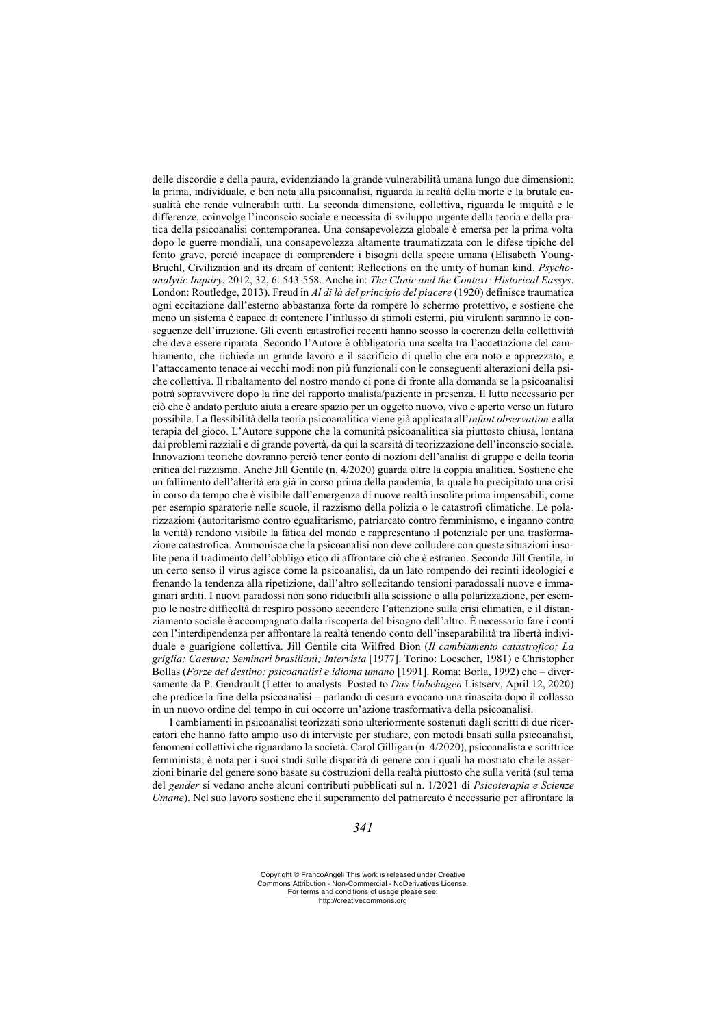delle discordie e della paura, evidenziando la grande vulnerabilità umana lungo due dimensioni: la prima, individuale, e ben nota alla psicoanalisi, riguarda la realtà della morte e la brutale casualità che rende vulnerabili tutti. La seconda dimensione, collettiva, riguarda le iniquità e le differenze, coinvolge l'inconscio sociale e necessita di sviluppo urgente della teoria e della pratica della psicoanalisi contemporanea. Una consapevolezza globale è emersa per la prima volta dopo le guerre mondiali, una consapevolezza altamente traumatizzata con le difese tipiche del ferito grave, perciò incapace di comprendere i bisogni della specie umana (Elisabeth Young-Bruehl, Civilization and its dream of content: Reflections on the unity of human kind. *Psychoanalytic Inquiry*, 2012, 32, 6: 543-558. Anche in: *The Clinic and the Context: Historical Eassys*. London: Routledge, 2013). Freud in *Al di là del principio del piacere* (1920) definisce traumatica ogni eccitazione dall'esterno abbastanza forte da rompere lo schermo protettivo, e sostiene che meno un sistema è capace di contenere l'influsso di stimoli esterni, più virulenti saranno le conseguenze dell'irruzione. Gli eventi catastrofici recenti hanno scosso la coerenza della collettività che deve essere riparata. Secondo l'Autore è obbligatoria una scelta tra l'accettazione del cambiamento, che richiede un grande lavoro e il sacrificio di quello che era noto e apprezzato, e l'attaccamento tenace ai vecchi modi non più funzionali con le conseguenti alterazioni della psiche collettiva. Il ribaltamento del nostro mondo ci pone di fronte alla domanda se la psicoanalisi potrà sopravvivere dopo la fine del rapporto analista/paziente in presenza. Il lutto necessario per ciò che è andato perduto aiuta a creare spazio per un oggetto nuovo, vivo e aperto verso un futuro possibile. La flessibilità della teoria psicoanalitica viene già applicata all'*infant observation* e alla terapia del gioco. L'Autore suppone che la comunità psicoanalitica sia piuttosto chiusa, lontana dai problemi razziali e di grande povertà, da qui la scarsità di teorizzazione dell'inconscio sociale. Innovazioni teoriche dovranno perciò tener conto di nozioni dell'analisi di gruppo e della teoria critica del razzismo. Anche Jill Gentile (n. 4/2020) guarda oltre la coppia analitica. Sostiene che un fallimento dell'alterità era già in corso prima della pandemia, la quale ha precipitato una crisi in corso da tempo che è visibile dall'emergenza di nuove realtà insolite prima impensabili, come per esempio sparatorie nelle scuole, il razzismo della polizia o le catastrofi climatiche. Le polarizzazioni (autoritarismo contro egualitarismo, patriarcato contro femminismo, e inganno contro la verità) rendono visibile la fatica del mondo e rappresentano il potenziale per una trasformazione catastrofica. Ammonisce che la psicoanalisi non deve colludere con queste situazioni insolite pena il tradimento dell'obbligo etico di affrontare ciò che è estraneo. Secondo Jill Gentile, in un certo senso il virus agisce come la psicoanalisi, da un lato rompendo dei recinti ideologici e frenando la tendenza alla ripetizione, dall'altro sollecitando tensioni paradossali nuove e immaginari arditi. I nuovi paradossi non sono riducibili alla scissione o alla polarizzazione, per esempio le nostre difficoltà di respiro possono accendere l'attenzione sulla crisi climatica, e il distanziamento sociale è accompagnato dalla riscoperta del bisogno dell'altro. È necessario fare i conti con l'interdipendenza per affrontare la realtà tenendo conto dell'inseparabilità tra libertà individuale e guarigione collettiva. Jill Gentile cita Wilfred Bion (*Il cambiamento catastrofico; La griglia; Caesura; Seminari brasiliani; Intervista* [1977]. Torino: Loescher, 1981) e Christopher Bollas (*Forze del destino: psicoanalisi e idioma umano* [1991]. Roma: Borla, 1992) che – diversamente da P. Gendrault (Letter to analysts. Posted to *Das Unbehagen* Listserv, April 12, 2020) che predice la fine della psicoanalisi – parlando di cesura evocano una rinascita dopo il collasso in un nuovo ordine del tempo in cui occorre un'azione trasformativa della psicoanalisi.

I cambiamenti in psicoanalisi teorizzati sono ulteriormente sostenuti dagli scritti di due ricercatori che hanno fatto ampio uso di interviste per studiare, con metodi basati sulla psicoanalisi, fenomeni collettivi che riguardano la società. Carol Gilligan (n. 4/2020), psicoanalista e scrittrice femminista, è nota per i suoi studi sulle disparità di genere con i quali ha mostrato che le asserzioni binarie del genere sono basate su costruzioni della realtà piuttosto che sulla verità (sul tema del *gender* si vedano anche alcuni contributi pubblicati sul n. 1/2021 di *Psicoterapia e Scienze Umane*). Nel suo lavoro sostiene che il superamento del patriarcato è necessario per affrontare la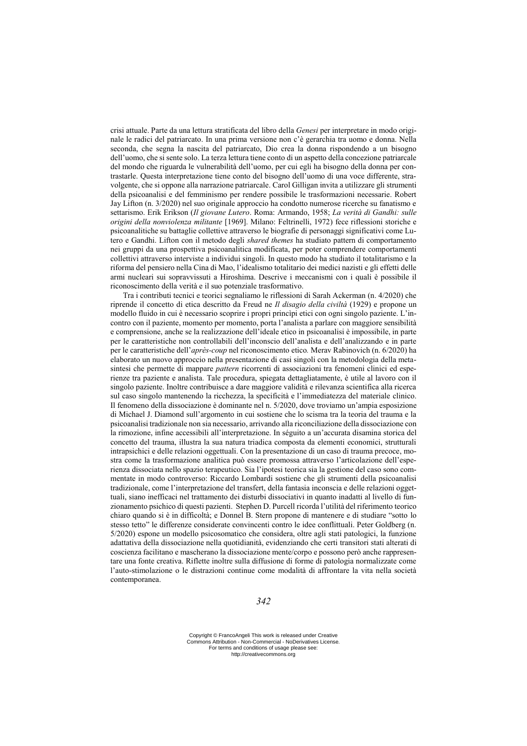crisi attuale. Parte da una lettura stratificata del libro della *Genesi* per interpretare in modo originale le radici del patriarcato. In una prima versione non c'è gerarchia tra uomo e donna. Nella seconda, che segna la nascita del patriarcato, Dio crea la donna rispondendo a un bisogno dell'uomo, che si sente solo. La terza lettura tiene conto di un aspetto della concezione patriarcale del mondo che riguarda le vulnerabilità dell'uomo, per cui egli ha bisogno della donna per contrastarle. Questa interpretazione tiene conto del bisogno dell'uomo di una voce differente, stravolgente, che si oppone alla narrazione patriarcale. Carol Gilligan invita a utilizzare gli strumenti della psicoanalisi e del femminismo per rendere possibile le trasformazioni necessarie. Robert Jay Lifton (n. 3/2020) nel suo originale approccio ha condotto numerose ricerche su fanatismo e settarismo. Erik Erikson (*Il giovane Lutero*. Roma: Armando, 1958; *La verità di Gandhi: sulle origini della nonviolenza militante* [1969]. Milano: Feltrinelli, 1972) fece riflessioni storiche e psicoanalitiche su battaglie collettive attraverso le biografie di personaggi significativi come Lutero e Gandhi. Lifton con il metodo degli *shared themes* ha studiato pattern di comportamento nei gruppi da una prospettiva psicoanalitica modificata, per poter comprendere comportamenti collettivi attraverso interviste a individui singoli. In questo modo ha studiato il totalitarismo e la riforma del pensiero nella Cina di Mao, l'idealismo totalitario dei medici nazisti e gli effetti delle armi nucleari sui sopravvissuti a Hiroshima. Descrive i meccanismi con i quali è possibile il riconoscimento della verità e il suo potenziale trasformativo.

Tra i contributi tecnici e teorici segnaliamo le riflessioni di Sarah Ackerman (n. 4/2020) che riprende il concetto di etica descritto da Freud ne *Il disagio della civiltà* (1929) e propone un modello fluido in cui è necessario scoprire i propri princìpi etici con ogni singolo paziente. L'incontro con il paziente, momento per momento, porta l'analista a parlare con maggiore sensibilità e comprensione, anche se la realizzazione dell'ideale etico in psicoanalisi è impossibile, in parte per le caratteristiche non controllabili dell'inconscio dell'analista e dell'analizzando e in parte per le caratteristiche dell'*après-coup* nel riconoscimento etico. Merav Rabinovich (n. 6/2020) ha elaborato un nuovo approccio nella presentazione di casi singoli con la metodologia della metasintesi che permette di mappare *pattern* ricorrenti di associazioni tra fenomeni clinici ed esperienze tra paziente e analista. Tale procedura, spiegata dettagliatamente, è utile al lavoro con il singolo paziente. Inoltre contribuisce a dare maggiore validità e rilevanza scientifica alla ricerca sul caso singolo mantenendo la ricchezza, la specificità e l'immediatezza del materiale clinico. Il fenomeno della dissociazione è dominante nel n. 5/2020, dove troviamo un'ampia esposizione di Michael J. Diamond sull'argomento in cui sostiene che lo scisma tra la teoria del trauma e la psicoanalisi tradizionale non sia necessario, arrivando alla riconciliazione della dissociazione con la rimozione, infine accessibili all'interpretazione. In séguito a un'accurata disamina storica del concetto del trauma, illustra la sua natura triadica composta da elementi economici, strutturali intrapsichici e delle relazioni oggettuali. Con la presentazione di un caso di trauma precoce, mostra come la trasformazione analitica può essere promossa attraverso l'articolazione dell'esperienza dissociata nello spazio terapeutico. Sia l'ipotesi teorica sia la gestione del caso sono commentate in modo controverso: Riccardo Lombardi sostiene che gli strumenti della psicoanalisi tradizionale, come l'interpretazione del transfert, della fantasia inconscia e delle relazioni oggettuali, siano inefficaci nel trattamento dei disturbi dissociativi in quanto inadatti al livello di funzionamento psichico di questi pazienti. Stephen D. Purcell ricorda l'utilità del riferimento teorico chiaro quando si è in difficoltà; e Donnel B. Stern propone di mantenere e di studiare "sotto lo stesso tetto" le differenze considerate convincenti contro le idee conflittuali. Peter Goldberg (n. 5/2020) espone un modello psicosomatico che considera, oltre agli stati patologici, la funzione adattativa della dissociazione nella quotidianità, evidenziando che certi transitori stati alterati di coscienza facilitano e mascherano la dissociazione mente/corpo e possono però anche rappresentare una fonte creativa. Riflette inoltre sulla diffusione di forme di patologia normalizzate come l'auto-stimolazione o le distrazioni continue come modalità di affrontare la vita nella società contemporanea.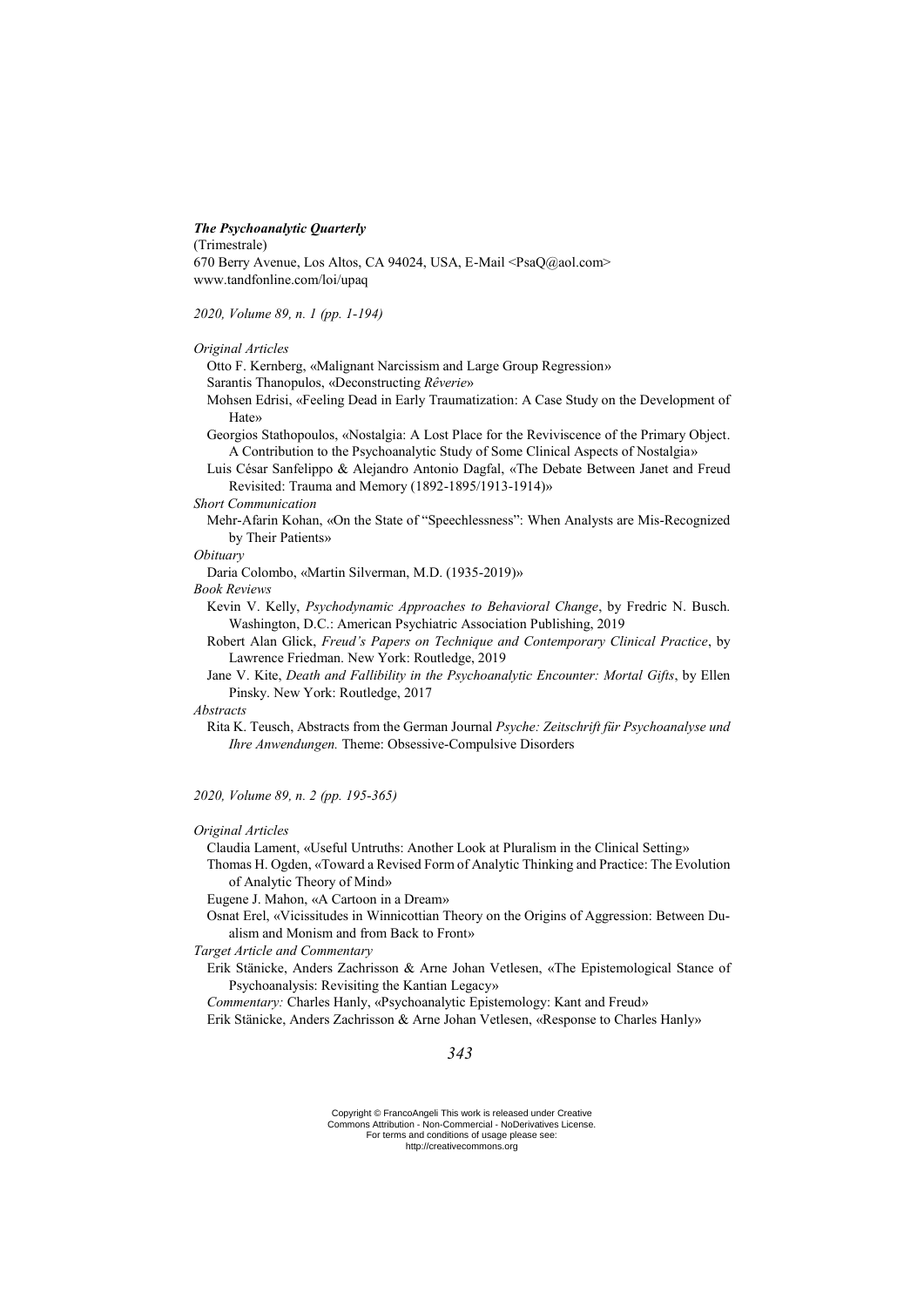***The Psychoanalytic Quarterly***
(Trimestrale)
670 Berry Avenue, Los Altos, CA 94024, USA, E-Mail <PsaQ@aol.com>
www.tandfonline.com/loi/upaq

*2020, Volume 89, n. 1 (pp. 1-194)*

*Original Articles*

Otto F. Kernberg, «Malignant Narcissism and Large Group Regression»
Sarantis Thanopulos, «Deconstructing *Rêverie*»
Mohsen Edrisi, «Feeling Dead in Early Traumatization: A Case Study on the Development of Hate»
Georgios Stathopoulos, «Nostalgia: A Lost Place for the Reviviscence of the Primary Object. A Contribution to the Psychoanalytic Study of Some Clinical Aspects of Nostalgia»
Luis César Sanfelippo & Alejandro Antonio Dagfal, «The Debate Between Janet and Freud Revisited: Trauma and Memory (1892-1895/1913-1914)»

*Short Communication*

Mehr-Afarin Kohan, «On the State of "Speechlessness": When Analysts are Mis-Recognized by Their Patients»

*Obituary*

Daria Colombo, «Martin Silverman, M.D. (1935-2019)»

*Book Reviews*

Kevin V. Kelly, *Psychodynamic Approaches to Behavioral Change*, by Fredric N. Busch. Washington, D.C.: American Psychiatric Association Publishing, 2019
Robert Alan Glick, *Freud's Papers on Technique and Contemporary Clinical Practice*, by Lawrence Friedman. New York: Routledge, 2019
Jane V. Kite, *Death and Fallibility in the Psychoanalytic Encounter: Mortal Gifts*, by Ellen Pinsky. New York: Routledge, 2017

*Abstracts*

Rita K. Teusch, Abstracts from the German Journal *Psyche: Zeitschrift für Psychoanalyse und Ihre Anwendungen.* Theme: Obsessive-Compulsive Disorders

*2020, Volume 89, n. 2 (pp. 195-365)*

*Original Articles*

Claudia Lament, «Useful Untruths: Another Look at Pluralism in the Clinical Setting»
Thomas H. Ogden, «Toward a Revised Form of Analytic Thinking and Practice: The Evolution of Analytic Theory of Mind»
Eugene J. Mahon, «A Cartoon in a Dream»
Osnat Erel, «Vicissitudes in Winnicottian Theory on the Origins of Aggression: Between Dualism and Monism and from Back to Front»

*Target Article and Commentary*

Erik Stänicke, Anders Zachrisson & Arne Johan Vetlesen, «The Epistemological Stance of Psychoanalysis: Revisiting the Kantian Legacy»
*Commentary:* Charles Hanly, «Psychoanalytic Epistemology: Kant and Freud»
Erik Stänicke, Anders Zachrisson & Arne Johan Vetlesen, «Response to Charles Hanly»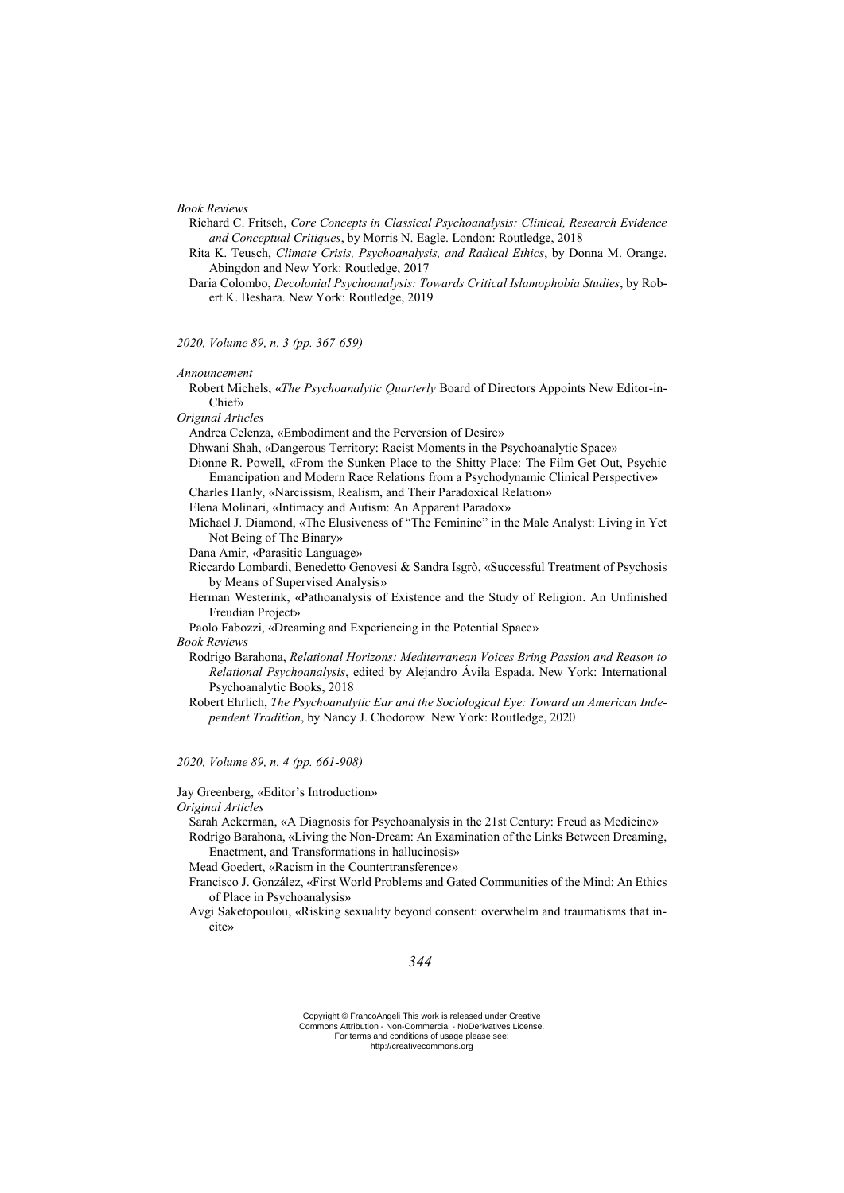*Book Reviews*

Richard C. Fritsch, *Core Concepts in Classical Psychoanalysis: Clinical, Research Evidence and Conceptual Critiques*, by Morris N. Eagle. London: Routledge, 2018

Rita K. Teusch, *Climate Crisis, Psychoanalysis, and Radical Ethics*, by Donna M. Orange. Abingdon and New York: Routledge, 2017

Daria Colombo, *Decolonial Psychoanalysis: Towards Critical Islamophobia Studies*, by Robert K. Beshara. New York: Routledge, 2019

*2020, Volume 89, n. 3 (pp. 367-659)*

*Announcement*

Robert Michels, «*The Psychoanalytic Quarterly* Board of Directors Appoints New Editor-in-Chief»

*Original Articles*

Andrea Celenza, «Embodiment and the Perversion of Desire»

Dhwani Shah, «Dangerous Territory: Racist Moments in the Psychoanalytic Space»

Dionne R. Powell, «From the Sunken Place to the Shitty Place: The Film Get Out, Psychic Emancipation and Modern Race Relations from a Psychodynamic Clinical Perspective»

Charles Hanly, «Narcissism, Realism, and Their Paradoxical Relation»

Elena Molinari, «Intimacy and Autism: An Apparent Paradox»

Michael J. Diamond, «The Elusiveness of "The Feminine" in the Male Analyst: Living in Yet Not Being of The Binary»

Dana Amir, «Parasitic Language»

Riccardo Lombardi, Benedetto Genovesi & Sandra Isgrò, «Successful Treatment of Psychosis by Means of Supervised Analysis»

Herman Westerink, «Pathoanalysis of Existence and the Study of Religion. An Unfinished Freudian Project»

Paolo Fabozzi, «Dreaming and Experiencing in the Potential Space»

*Book Reviews*

Rodrigo Barahona, *Relational Horizons: Mediterranean Voices Bring Passion and Reason to Relational Psychoanalysis*, edited by Alejandro Ávila Espada. New York: International Psychoanalytic Books, 2018

Robert Ehrlich, *The Psychoanalytic Ear and the Sociological Eye: Toward an American Independent Tradition*, by Nancy J. Chodorow. New York: Routledge, 2020

*2020, Volume 89, n. 4 (pp. 661-908)*

Jay Greenberg, «Editor's Introduction»

*Original Articles*

Sarah Ackerman, «A Diagnosis for Psychoanalysis in the 21st Century: Freud as Medicine»

Rodrigo Barahona, «Living the Non-Dream: An Examination of the Links Between Dreaming, Enactment, and Transformations in hallucinosis»

Mead Goedert, «Racism in the Countertransference»

Francisco J. González, «First World Problems and Gated Communities of the Mind: An Ethics of Place in Psychoanalysis»

Avgi Saketopoulou, «Risking sexuality beyond consent: overwhelm and traumatisms that incite»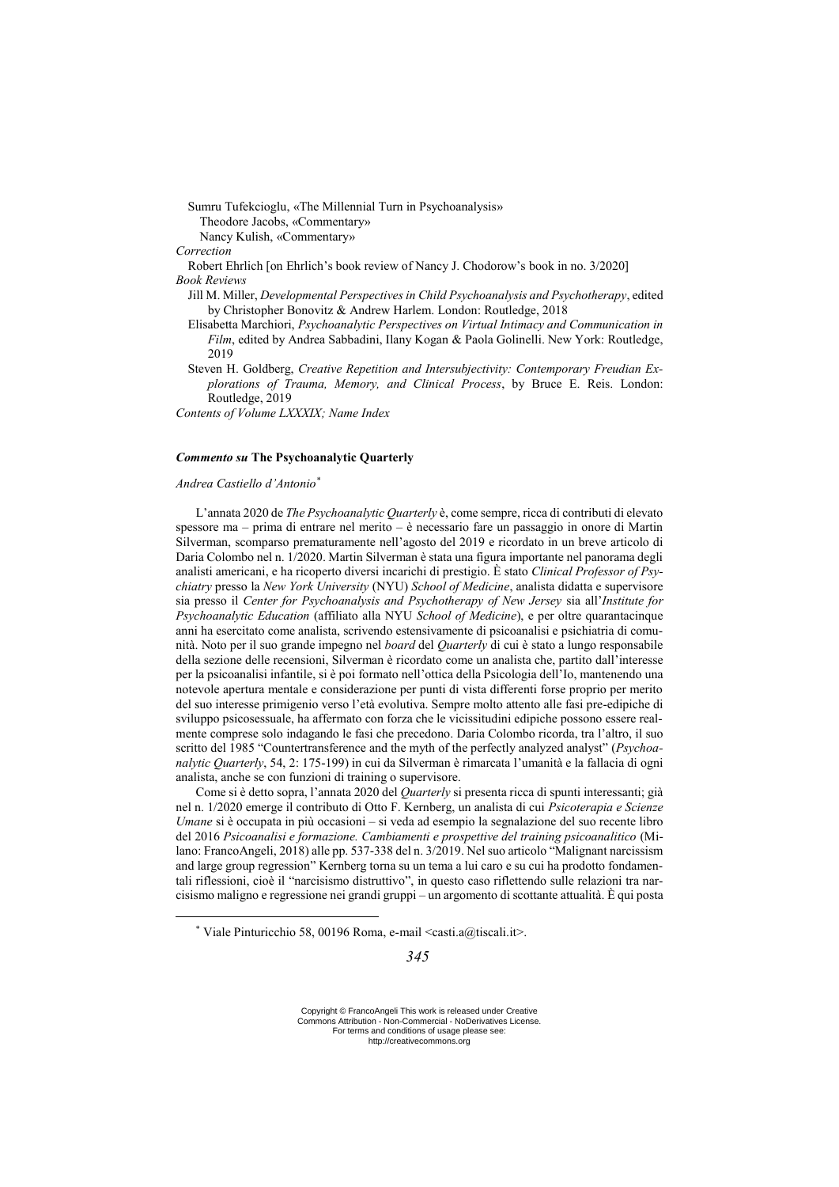Sumru Tufekcioglu, «The Millennial Turn in Psychoanalysis»
  Theodore Jacobs, «Commentary»
  Nancy Kulish, «Commentary»

*Correction*

Robert Ehrlich [on Ehrlich's book review of Nancy J. Chodorow's book in no. 3/2020]

*Book Reviews*

Jill M. Miller, *Developmental Perspectives in Child Psychoanalysis and Psychotherapy*, edited by Christopher Bonovitz & Andrew Harlem. London: Routledge, 2018

Elisabetta Marchiori, *Psychoanalytic Perspectives on Virtual Intimacy and Communication in Film*, edited by Andrea Sabbadini, Ilany Kogan & Paola Golinelli. New York: Routledge, 2019

Steven H. Goldberg, *Creative Repetition and Intersubjectivity: Contemporary Freudian Explorations of Trauma, Memory, and Clinical Process*, by Bruce E. Reis. London: Routledge, 2019

*Contents of Volume LXXXIX; Name Index*

### *Commento su* **The Psychoanalytic Quarterly**

*Andrea Castiello d'Antonio*[*]

L'annata 2020 de *The Psychoanalytic Quarterly* è, come sempre, ricca di contributi di elevato spessore ma – prima di entrare nel merito – è necessario fare un passaggio in onore di Martin Silverman, scomparso prematuramente nell'agosto del 2019 e ricordato in un breve articolo di Daria Colombo nel n. 1/2020. Martin Silverman è stata una figura importante nel panorama degli analisti americani, e ha ricoperto diversi incarichi di prestigio. È stato *Clinical Professor of Psychiatry* presso la *New York University* (NYU) *School of Medicine*, analista didatta e supervisore sia presso il *Center for Psychoanalysis and Psychotherapy of New Jersey* sia all'*Institute for Psychoanalytic Education* (affiliato alla NYU *School of Medicine*), e per oltre quarantacinque anni ha esercitato come analista, scrivendo estensivamente di psicoanalisi e psichiatria di comunità. Noto per il suo grande impegno nel *board* del *Quarterly* di cui è stato a lungo responsabile della sezione delle recensioni, Silverman è ricordato come un analista che, partito dall'interesse per la psicoanalisi infantile, si è poi formato nell'ottica della Psicologia dell'Io, mantenendo una notevole apertura mentale e considerazione per punti di vista differenti forse proprio per merito del suo interesse primigenio verso l'età evolutiva. Sempre molto attento alle fasi pre-edipiche di sviluppo psicosessuale, ha affermato con forza che le vicissitudini edipiche possono essere realmente comprese solo indagando le fasi che precedono. Daria Colombo ricorda, tra l'altro, il suo scritto del 1985 "Countertransference and the myth of the perfectly analyzed analyst" (*Psychoanalytic Quarterly*, 54, 2: 175-199) in cui da Silverman è rimarcata l'umanità e la fallacia di ogni analista, anche se con funzioni di training o supervisore.

Come si è detto sopra, l'annata 2020 del *Quarterly* si presenta ricca di spunti interessanti; già nel n. 1/2020 emerge il contributo di Otto F. Kernberg, un analista di cui *Psicoterapia e Scienze Umane* si è occupata in più occasioni – si veda ad esempio la segnalazione del suo recente libro del 2016 *Psicoanalisi e formazione. Cambiamenti e prospettive del training psicoanalitico* (Milano: FrancoAngeli, 2018) alle pp. 537-338 del n. 3/2019. Nel suo articolo "Malignant narcissism and large group regression" Kernberg torna su un tema a lui caro e su cui ha prodotto fondamentali riflessioni, cioè il "narcisismo distruttivo", in questo caso riflettendo sulle relazioni tra narcisismo maligno e regressione nei grandi gruppi – un argomento di scottante attualità. È qui posta

[*] Viale Pinturicchio 58, 00196 Roma, e-mail <casti.a@tiscali.it>.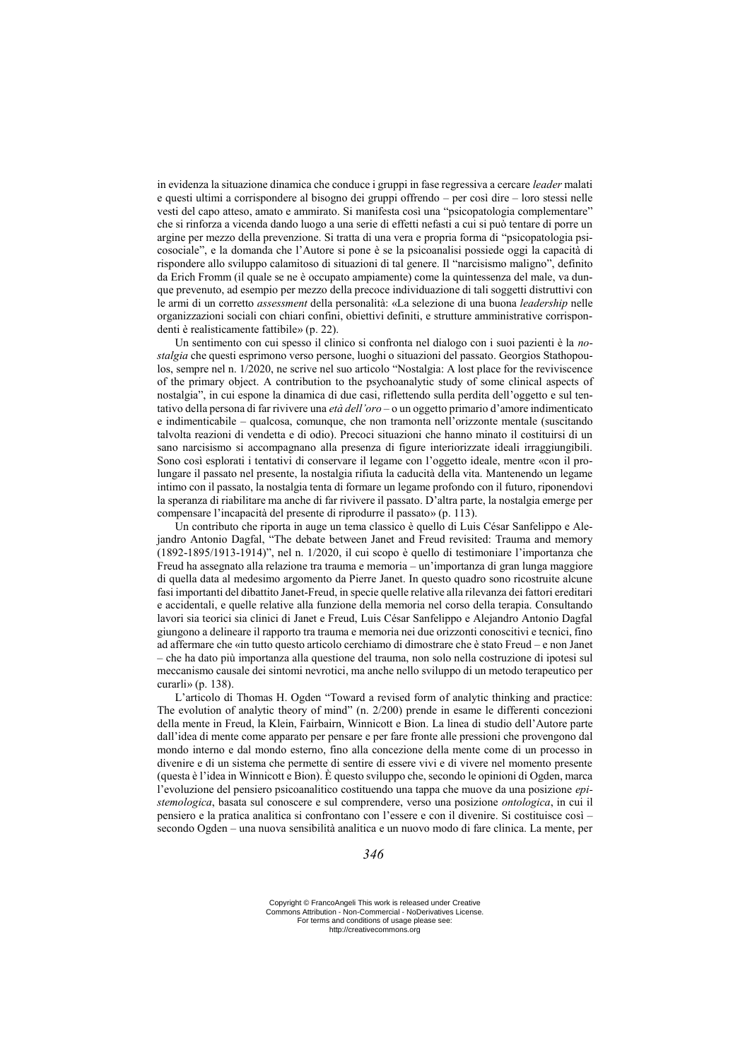in evidenza la situazione dinamica che conduce i gruppi in fase regressiva a cercare *leader* malati e questi ultimi a corrispondere al bisogno dei gruppi offrendo – per così dire – loro stessi nelle vesti del capo atteso, amato e ammirato. Si manifesta così una "psicopatologia complementare" che si rinforza a vicenda dando luogo a una serie di effetti nefasti a cui si può tentare di porre un argine per mezzo della prevenzione. Si tratta di una vera e propria forma di "psicopatologia psicosociale", e la domanda che l'Autore si pone è se la psicoanalisi possiede oggi la capacità di rispondere allo sviluppo calamitoso di situazioni di tal genere. Il "narcisismo maligno", definito da Erich Fromm (il quale se ne è occupato ampiamente) come la quintessenza del male, va dunque prevenuto, ad esempio per mezzo della precoce individuazione di tali soggetti distruttivi con le armi di un corretto *assessment* della personalità: «La selezione di una buona *leadership* nelle organizzazioni sociali con chiari confini, obiettivi definiti, e strutture amministrative corrispondenti è realisticamente fattibile» (p. 22).

Un sentimento con cui spesso il clinico si confronta nel dialogo con i suoi pazienti è la *nostalgia* che questi esprimono verso persone, luoghi o situazioni del passato. Georgios Stathopoulos, sempre nel n. 1/2020, ne scrive nel suo articolo "Nostalgia: A lost place for the reviviscence of the primary object. A contribution to the psychoanalytic study of some clinical aspects of nostalgia", in cui espone la dinamica di due casi, riflettendo sulla perdita dell'oggetto e sul tentativo della persona di far rivivere una *età dell'oro* – o un oggetto primario d'amore indimenticato e indimenticabile – qualcosa, comunque, che non tramonta nell'orizzonte mentale (suscitando talvolta reazioni di vendetta e di odio). Precoci situazioni che hanno minato il costituirsi di un sano narcisismo si accompagnano alla presenza di figure interiorizzate ideali irraggiungibili. Sono così esplorati i tentativi di conservare il legame con l'oggetto ideale, mentre «con il prolungare il passato nel presente, la nostalgia rifiuta la caducità della vita. Mantenendo un legame intimo con il passato, la nostalgia tenta di formare un legame profondo con il futuro, riponendovi la speranza di riabilitare ma anche di far rivivere il passato. D'altra parte, la nostalgia emerge per compensare l'incapacità del presente di riprodurre il passato» (p. 113).

Un contributo che riporta in auge un tema classico è quello di Luis César Sanfelippo e Alejandro Antonio Dagfal, "The debate between Janet and Freud revisited: Trauma and memory (1892-1895/1913-1914)", nel n. 1/2020, il cui scopo è quello di testimoniare l'importanza che Freud ha assegnato alla relazione tra trauma e memoria – un'importanza di gran lunga maggiore di quella data al medesimo argomento da Pierre Janet. In questo quadro sono ricostruite alcune fasi importanti del dibattito Janet-Freud, in specie quelle relative alla rilevanza dei fattori ereditari e accidentali, e quelle relative alla funzione della memoria nel corso della terapia. Consultando lavori sia teorici sia clinici di Janet e Freud, Luis César Sanfelippo e Alejandro Antonio Dagfal giungono a delineare il rapporto tra trauma e memoria nei due orizzonti conoscitivi e tecnici, fino ad affermare che «in tutto questo articolo cerchiamo di dimostrare che è stato Freud – e non Janet – che ha dato più importanza alla questione del trauma, non solo nella costruzione di ipotesi sul meccanismo causale dei sintomi nevrotici, ma anche nello sviluppo di un metodo terapeutico per curarli» (p. 138).

L'articolo di Thomas H. Ogden "Toward a revised form of analytic thinking and practice: The evolution of analytic theory of mind" (n. 2/200) prende in esame le differenti concezioni della mente in Freud, la Klein, Fairbairn, Winnicott e Bion. La linea di studio dell'Autore parte dall'idea di mente come apparato per pensare e per fare fronte alle pressioni che provengono dal mondo interno e dal mondo esterno, fino alla concezione della mente come di un processo in divenire e di un sistema che permette di sentire di essere vivi e di vivere nel momento presente (questa è l'idea in Winnicott e Bion). È questo sviluppo che, secondo le opinioni di Ogden, marca l'evoluzione del pensiero psicoanalitico costituendo una tappa che muove da una posizione *epistemologica*, basata sul conoscere e sul comprendere, verso una posizione *ontologica*, in cui il pensiero e la pratica analitica si confrontano con l'essere e con il divenire. Si costituisce così – secondo Ogden – una nuova sensibilità analitica e un nuovo modo di fare clinica. La mente, per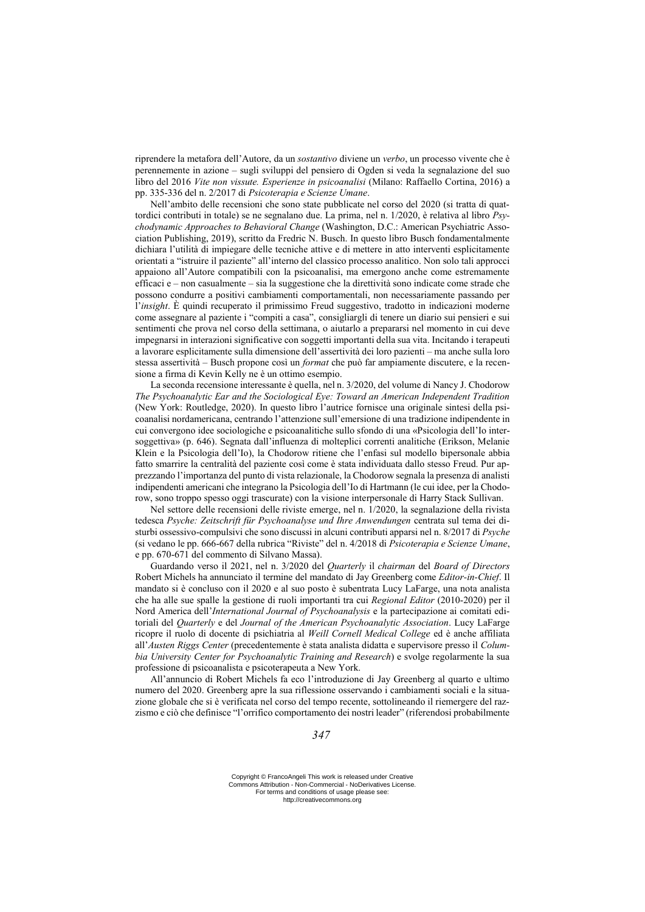riprendere la metafora dell'Autore, da un *sostantivo* diviene un *verbo*, un processo vivente che è perennemente in azione – sugli sviluppi del pensiero di Ogden si veda la segnalazione del suo libro del 2016 *Vite non vissute. Esperienze in psicoanalisi* (Milano: Raffaello Cortina, 2016) a pp. 335-336 del n. 2/2017 di *Psicoterapia e Scienze Umane*.

Nell'ambito delle recensioni che sono state pubblicate nel corso del 2020 (si tratta di quattordici contributi in totale) se ne segnalano due. La prima, nel n. 1/2020, è relativa al libro *Psychodynamic Approaches to Behavioral Change* (Washington, D.C.: American Psychiatric Association Publishing, 2019), scritto da Fredric N. Busch. In questo libro Busch fondamentalmente dichiara l'utilità di impiegare delle tecniche attive e di mettere in atto interventi esplicitamente orientati a "istruire il paziente" all'interno del classico processo analitico. Non solo tali approcci appaiono all'Autore compatibili con la psicoanalisi, ma emergono anche come estremamente efficaci e – non casualmente – sia la suggestione che la direttività sono indicate come strade che possono condurre a positivi cambiamenti comportamentali, non necessariamente passando per l'*insight*. È quindi recuperato il primissimo Freud suggestivo, tradotto in indicazioni moderne come assegnare al paziente i "compiti a casa", consigliargli di tenere un diario sui pensieri e sui sentimenti che prova nel corso della settimana, o aiutarlo a prepararsi nel momento in cui deve impegnarsi in interazioni significative con soggetti importanti della sua vita. Incitando i terapeuti a lavorare esplicitamente sulla dimensione dell'assertività dei loro pazienti – ma anche sulla loro stessa assertività – Busch propone così un *format* che può far ampiamente discutere, e la recensione a firma di Kevin Kelly ne è un ottimo esempio.

La seconda recensione interessante è quella, nel n. 3/2020, del volume di Nancy J. Chodorow *The Psychoanalytic Ear and the Sociological Eye: Toward an American Independent Tradition* (New York: Routledge, 2020). In questo libro l'autrice fornisce una originale sintesi della psicoanalisi nordamericana, centrando l'attenzione sull'emersione di una tradizione indipendente in cui convergono idee sociologiche e psicoanalitiche sullo sfondo di una «Psicologia dell'Io intersoggettiva» (p. 646). Segnata dall'influenza di molteplici correnti analitiche (Erikson, Melanie Klein e la Psicologia dell'Io), la Chodorow ritiene che l'enfasi sul modello bipersonale abbia fatto smarrire la centralità del paziente così come è stata individuata dallo stesso Freud. Pur apprezzando l'importanza del punto di vista relazionale, la Chodorow segnala la presenza di analisti indipendenti americani che integrano la Psicologia dell'Io di Hartmann (le cui idee, per la Chodorow, sono troppo spesso oggi trascurate) con la visione interpersonale di Harry Stack Sullivan.

Nel settore delle recensioni delle riviste emerge, nel n. 1/2020, la segnalazione della rivista tedesca *Psyche: Zeitschrift für Psychoanalyse und Ihre Anwendungen* centrata sul tema dei disturbi ossessivo-compulsivi che sono discussi in alcuni contributi apparsi nel n. 8/2017 di *Psyche* (si vedano le pp. 666-667 della rubrica "Riviste" del n. 4/2018 di *Psicoterapia e Scienze Umane*, e pp. 670-671 del commento di Silvano Massa).

Guardando verso il 2021, nel n. 3/2020 del *Quarterly* il *chairman* del *Board of Directors* Robert Michels ha annunciato il termine del mandato di Jay Greenberg come *Editor-in-Chief*. Il mandato si è concluso con il 2020 e al suo posto è subentrata Lucy LaFarge, una nota analista che ha alle sue spalle la gestione di ruoli importanti tra cui *Regional Editor* (2010-2020) per il Nord America dell'*International Journal of Psychoanalysis* e la partecipazione ai comitati editoriali del *Quarterly* e del *Journal of the American Psychoanalytic Association*. Lucy LaFarge ricopre il ruolo di docente di psichiatria al *Weill Cornell Medical College* ed è anche affiliata all'*Austen Riggs Center* (precedentemente è stata analista didatta e supervisore presso il *Columbia University Center for Psychoanalytic Training and Research*) e svolge regolarmente la sua professione di psicoanalista e psicoterapeuta a New York.

All'annuncio di Robert Michels fa eco l'introduzione di Jay Greenberg al quarto e ultimo numero del 2020. Greenberg apre la sua riflessione osservando i cambiamenti sociali e la situazione globale che si è verificata nel corso del tempo recente, sottolineando il riemergere del razzismo e ciò che definisce "l'orrifico comportamento dei nostri leader" (riferendosi probabilmente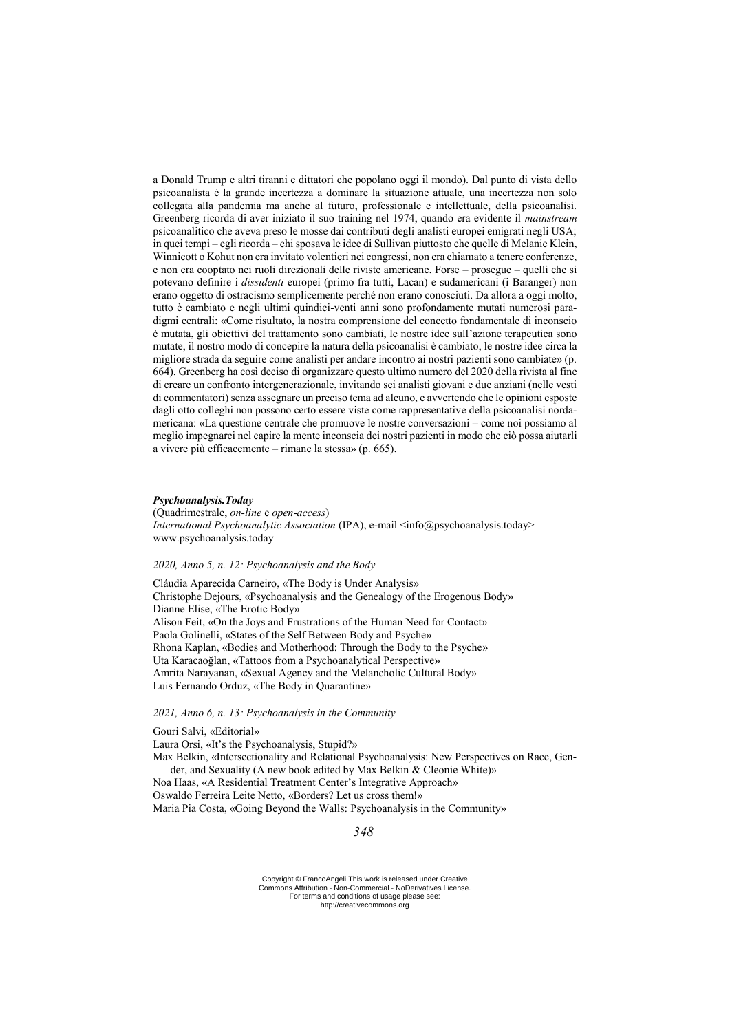a Donald Trump e altri tiranni e dittatori che popolano oggi il mondo). Dal punto di vista dello psicoanalista è la grande incertezza a dominare la situazione attuale, una incertezza non solo collegata alla pandemia ma anche al futuro, professionale e intellettuale, della psicoanalisi. Greenberg ricorda di aver iniziato il suo training nel 1974, quando era evidente il *mainstream* psicoanalitico che aveva preso le mosse dai contributi degli analisti europei emigrati negli USA; in quei tempi – egli ricorda – chi sposava le idee di Sullivan piuttosto che quelle di Melanie Klein, Winnicott o Kohut non era invitato volentieri nei congressi, non era chiamato a tenere conferenze, e non era cooptato nei ruoli direzionali delle riviste americane. Forse – prosegue – quelli che si potevano definire i *dissidenti* europei (primo fra tutti, Lacan) e sudamericani (i Baranger) non erano oggetto di ostracismo semplicemente perché non erano conosciuti. Da allora a oggi molto, tutto è cambiato e negli ultimi quindici-venti anni sono profondamente mutati numerosi paradigmi centrali: «Come risultato, la nostra comprensione del concetto fondamentale di inconscio è mutata, gli obiettivi del trattamento sono cambiati, le nostre idee sull'azione terapeutica sono mutate, il nostro modo di concepire la natura della psicoanalisi è cambiato, le nostre idee circa la migliore strada da seguire come analisti per andare incontro ai nostri pazienti sono cambiate» (p. 664). Greenberg ha così deciso di organizzare questo ultimo numero del 2020 della rivista al fine di creare un confronto intergenerazionale, invitando sei analisti giovani e due anziani (nelle vesti di commentatori) senza assegnare un preciso tema ad alcuno, e avvertendo che le opinioni esposte dagli otto colleghi non possono certo essere viste come rappresentative della psicoanalisi nordamericana: «La questione centrale che promuove le nostre conversazioni – come noi possiamo al meglio impegnarci nel capire la mente inconscia dei nostri pazienti in modo che ciò possa aiutarli a vivere più efficacemente – rimane la stessa» (p. 665).

***Psychoanalysis.Today***
(Quadrimestrale, *on-line* e *open-access*)
*International Psychoanalytic Association* (IPA), e-mail <info@psychoanalysis.today>
www.psychoanalysis.today

*2020, Anno 5, n. 12: Psychoanalysis and the Body*

Cláudia Aparecida Carneiro, «The Body is Under Analysis»
Christophe Dejours, «Psychoanalysis and the Genealogy of the Erogenous Body»
Dianne Elise, «The Erotic Body»
Alison Feit, «On the Joys and Frustrations of the Human Need for Contact»
Paola Golinelli, «States of the Self Between Body and Psyche»
Rhona Kaplan, «Bodies and Motherhood: Through the Body to the Psyche»
Uta Karacaoğlan, «Tattoos from a Psychoanalytical Perspective»
Amrita Narayanan, «Sexual Agency and the Melancholic Cultural Body»
Luis Fernando Orduz, «The Body in Quarantine»

*2021, Anno 6, n. 13: Psychoanalysis in the Community*

Gouri Salvi, «Editorial»
Laura Orsi, «It's the Psychoanalysis, Stupid?»
Max Belkin, «Intersectionality and Relational Psychoanalysis: New Perspectives on Race, Gender, and Sexuality (A new book edited by Max Belkin & Cleonie White)»
Noa Haas, «A Residential Treatment Center's Integrative Approach»
Oswaldo Ferreira Leite Netto, «Borders? Let us cross them!»
Maria Pia Costa, «Going Beyond the Walls: Psychoanalysis in the Community»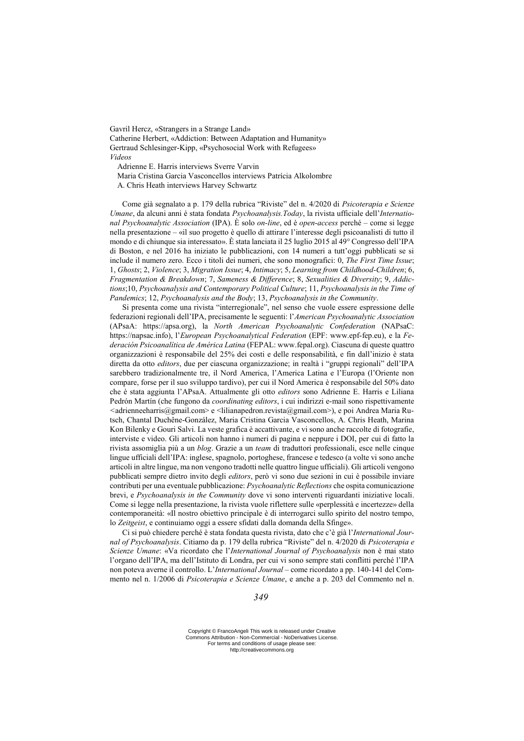Gavril Hercz, «Strangers in a Strange Land»
Catherine Herbert, «Addiction: Between Adaptation and Humanity»
Gertraud Schlesinger-Kipp, «Psychosocial Work with Refugees»
*Videos*
Adrienne E. Harris interviews Sverre Varvin
Maria Cristina Garcia Vasconcellos interviews Patrícia Alkolombre
A. Chris Heath interviews Harvey Schwartz

Come già segnalato a p. 179 della rubrica "Riviste" del n. 4/2020 di *Psicoterapia e Scienze Umane*, da alcuni anni è stata fondata *Psychoanalysis.Today*, la rivista ufficiale dell'*International Psychoanalytic Association* (IPA). È solo *on-line*, ed è *open-access* perché – come si legge nella presentazione – «il suo progetto è quello di attirare l'interesse degli psicoanalisti di tutto il mondo e di chiunque sia interessato». È stata lanciata il 25 luglio 2015 al 49° Congresso dell'IPA di Boston, e nel 2016 ha iniziato le pubblicazioni, con 14 numeri a tutt'oggi pubblicati se si include il numero zero. Ecco i titoli dei numeri, che sono monografici: 0, *The First Time Issue*; 1, *Ghosts*; 2, *Violence*; 3, *Migration Issue*; 4, *Intimacy*; 5, *Learning from Childhood-Children*; 6, *Fragmentation & Breakdown*; 7, *Sameness & Difference*; 8, *Sexualities & Diversity*; 9, *Addictions*;10, *Psychoanalysis and Contemporary Political Culture*; 11, *Psychoanalysis in the Time of Pandemics*; 12, *Psychoanalysis and the Body*; 13, *Psychoanalysis in the Community*.

Si presenta come una rivista "interregionale", nel senso che vuole essere espressione delle federazioni regionali dell'IPA, precisamente le seguenti: l'*American Psychoanalytic Association* (APsaA: https://apsa.org), la *North American Psychoanalytic Confederation* (NAPsaC: https://napsac.info), l'*European Psychoanalytical Federation* (EPF: www.epf-fep.eu), e la *Federación Psicoanalítica de América Latina* (FEPAL: www.fepal.org). Ciascuna di queste quattro organizzazioni è responsabile del 25% dei costi e delle responsabilità, e fin dall'inizio è stata diretta da otto *editors*, due per ciascuna organizzazione; in realtà i "gruppi regionali" dell'IPA sarebbero tradizionalmente tre, il Nord America, l'America Latina e l'Europa (l'Oriente non compare, forse per il suo sviluppo tardivo), per cui il Nord America è responsabile del 50% dato che è stata aggiunta l'APsaA. Attualmente gli otto *editors* sono Adrienne E. Harris e Liliana Pedrón Martín (che fungono da *coordinating editors*, i cui indirizzi e-mail sono rispettivamente <adrienneeharris@gmail.com> e <lilianapedron.revista@gmail.com>), e poi Andrea Maria Rutsch, Chantal Duchêne-González, Maria Cristina Garcia Vasconcellos, A. Chris Heath, Marina Kon Bilenky e Gouri Salvi. La veste grafica è accattivante, e vi sono anche raccolte di fotografie, interviste e video. Gli articoli non hanno i numeri di pagina e neppure i DOI, per cui di fatto la rivista assomiglia più a un *blog*. Grazie a un *team* di traduttori professionali, esce nelle cinque lingue ufficiali dell'IPA: inglese, spagnolo, portoghese, francese e tedesco (a volte vi sono anche articoli in altre lingue, ma non vengono tradotti nelle quattro lingue ufficiali). Gli articoli vengono pubblicati sempre dietro invito degli *editors*, però vi sono due sezioni in cui è possibile inviare contributi per una eventuale pubblicazione: *Psychoanalytic Reflections* che ospita comunicazione brevi, e *Psychoanalysis in the Community* dove vi sono interventi riguardanti iniziative locali. Come si legge nella presentazione, la rivista vuole riflettere sulle «perplessità e incertezze» della contemporaneità: «Il nostro obiettivo principale è di interrogarci sullo spirito del nostro tempo, lo *Zeitgeist*, e continuiamo oggi a essere sfidati dalla domanda della Sfinge».

Ci si può chiedere perché è stata fondata questa rivista, dato che c'è già l'*International Journal of Psychoanalysis*. Citiamo da p. 179 della rubrica "Riviste" del n. 4/2020 di *Psicoterapia e Scienze Umane*: «Va ricordato che l'*International Journal of Psychoanalysis* non è mai stato l'organo dell'IPA, ma dell'Istituto di Londra, per cui vi sono sempre stati conflitti perché l'IPA non poteva averne il controllo. L'*International Journal* – come ricordato a pp. 140-141 del Commento nel n. 1/2006 di *Psicoterapia e Scienze Umane*, e anche a p. 203 del Commento nel n.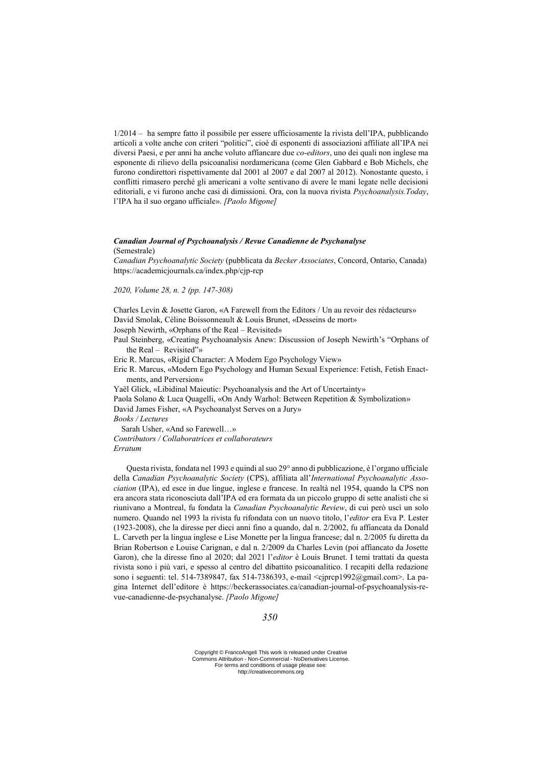1/2014 – ha sempre fatto il possibile per essere ufficiosamente la rivista dell'IPA, pubblicando articoli a volte anche con criteri "politici", cioè di esponenti di associazioni affiliate all'IPA nei diversi Paesi, e per anni ha anche voluto affiancare due *co-editors*, uno dei quali non inglese ma esponente di rilievo della psicoanalisi nordamericana (come Glen Gabbard e Bob Michels, che furono condirettori rispettivamente dal 2001 al 2007 e dal 2007 al 2012). Nonostante questo, i conflitti rimasero perché gli americani a volte sentivano di avere le mani legate nelle decisioni editoriali, e vi furono anche casi di dimissioni. Ora, con la nuova rivista *Psychoanalysis.Today*, l'IPA ha il suo organo ufficiale». *[Paolo Migone]*

***Canadian Journal of Psychoanalysis / Revue Canadienne de Psychanalyse***
(Semestrale)
*Canadian Psychoanalytic Society* (pubblicata da *Becker Associates*, Concord, Ontario, Canada)
https://academicjournals.ca/index.php/cjp-rcp

*2020, Volume 28, n. 2 (pp. 147-308)*

Charles Levin & Josette Garon, «A Farewell from the Editors / Un au revoir des rédacteurs»
David Smolak, Céline Boissonneault & Louis Brunet, «Desseins de mort»
Joseph Newirth, «Orphans of the Real – Revisited»
Paul Steinberg, «Creating Psychoanalysis Anew: Discussion of Joseph Newirth's "Orphans of the Real – Revisited"»
Eric R. Marcus, «Rigid Character: A Modern Ego Psychology View»
Eric R. Marcus, «Modern Ego Psychology and Human Sexual Experience: Fetish, Fetish Enactments, and Perversion»
Yaël Glick, «Libidinal Maieutic: Psychoanalysis and the Art of Uncertainty»
Paola Solano & Luca Quagelli, «On Andy Warhol: Between Repetition & Symbolization»
David James Fisher, «A Psychoanalyst Serves on a Jury»
*Books / Lectures*
Sarah Usher, «And so Farewell…»
*Contributors / Collaboratrices et collaborateurs*
*Erratum*

Questa rivista, fondata nel 1993 e quindi al suo 29° anno di pubblicazione, è l'organo ufficiale della *Canadian Psychoanalytic Society* (CPS), affiliata all'*International Psychoanalytic Association* (IPA), ed esce in due lingue, inglese e francese. In realtà nel 1954, quando la CPS non era ancora stata riconosciuta dall'IPA ed era formata da un piccolo gruppo di sette analisti che si riunivano a Montreal, fu fondata la *Canadian Psychoanalytic Review*, di cui però uscì un solo numero. Quando nel 1993 la rivista fu rifondata con un nuovo titolo, l'*editor* era Eva P. Lester (1923-2008), che la diresse per dieci anni fino a quando, dal n. 2/2002, fu affiancata da Donald L. Carveth per la lingua inglese e Lise Monette per la lingua francese; dal n. 2/2005 fu diretta da Brian Robertson e Louise Carignan, e dal n. 2/2009 da Charles Levin (poi affiancato da Josette Garon), che la diresse fino al 2020; dal 2021 l'*editor* è Louis Brunet. I temi trattati da questa rivista sono i più vari, e spesso al centro del dibattito psicoanalitico. I recapiti della redazione sono i seguenti: tel. 514-7389847, fax 514-7386393, e-mail <cjprcp1992@gmail.com>. La pagina Internet dell'editore è https://beckerassociates.ca/canadian-journal-of-psychoanalysis-revue-canadienne-de-psychanalyse. *[Paolo Migone]*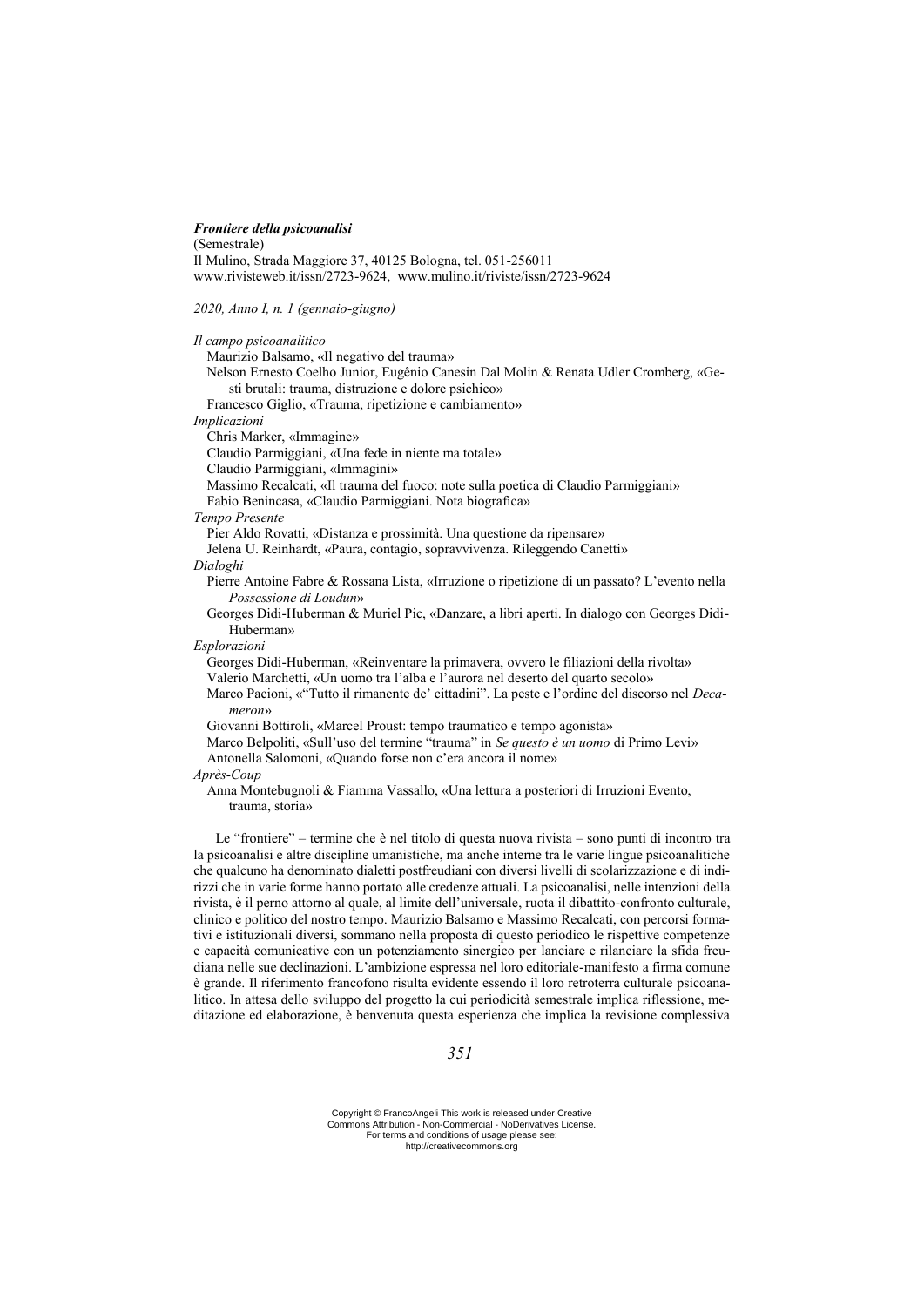***Frontiere della psicoanalisi***
(Semestrale)
Il Mulino, Strada Maggiore 37, 40125 Bologna, tel. 051-256011
www.rivisteweb.it/issn/2723-9624, www.mulino.it/riviste/issn/2723-9624

*2020, Anno I, n. 1 (gennaio-giugno)*

*Il campo psicoanalitico*
Maurizio Balsamo, «Il negativo del trauma»
Nelson Ernesto Coelho Junior, Eugênio Canesin Dal Molin & Renata Udler Cromberg, «Gesti brutali: trauma, distruzione e dolore psichico»
Francesco Giglio, «Trauma, ripetizione e cambiamento»
*Implicazioni*
Chris Marker, «Immagine»
Claudio Parmiggiani, «Una fede in niente ma totale»
Claudio Parmiggiani, «Immagini»
Massimo Recalcati, «Il trauma del fuoco: note sulla poetica di Claudio Parmiggiani»
Fabio Benincasa, «Claudio Parmiggiani. Nota biografica»
*Tempo Presente*
Pier Aldo Rovatti, «Distanza e prossimità. Una questione da ripensare»
Jelena U. Reinhardt, «Paura, contagio, sopravvivenza. Rileggendo Canetti»
*Dialoghi*
Pierre Antoine Fabre & Rossana Lista, «Irruzione o ripetizione di un passato? L'evento nella *Possessione di Loudun*»
Georges Didi-Huberman & Muriel Pic, «Danzare, a libri aperti. In dialogo con Georges Didi-Huberman»
*Esplorazioni*
Georges Didi-Huberman, «Reinventare la primavera, ovvero le filiazioni della rivolta»
Valerio Marchetti, «Un uomo tra l'alba e l'aurora nel deserto del quarto secolo»
Marco Pacioni, «"Tutto il rimanente de' cittadini". La peste e l'ordine del discorso nel *Decameron*»
Giovanni Bottiroli, «Marcel Proust: tempo traumatico e tempo agonista»
Marco Belpoliti, «Sull'uso del termine "trauma" in *Se questo è un uomo* di Primo Levi»
Antonella Salomoni, «Quando forse non c'era ancora il nome»
*Après-Coup*
Anna Montebugnoli & Fiamma Vassallo, «Una lettura a posteriori di Irruzioni Evento, trauma, storia»

Le "frontiere" – termine che è nel titolo di questa nuova rivista – sono punti di incontro tra la psicoanalisi e altre discipline umanistiche, ma anche interne tra le varie lingue psicoanalitiche che qualcuno ha denominato dialetti postfreudiani con diversi livelli di scolarizzazione e di indirizzi che in varie forme hanno portato alle credenze attuali. La psicoanalisi, nelle intenzioni della rivista, è il perno attorno al quale, al limite dell'universale, ruota il dibattito-confronto culturale, clinico e politico del nostro tempo. Maurizio Balsamo e Massimo Recalcati, con percorsi formativi e istituzionali diversi, sommano nella proposta di questo periodico le rispettive competenze e capacità comunicative con un potenziamento sinergico per lanciare e rilanciare la sfida freudiana nelle sue declinazioni. L'ambizione espressa nel loro editoriale-manifesto a firma comune è grande. Il riferimento francofono risulta evidente essendo il loro retroterra culturale psicoanalitico. In attesa dello sviluppo del progetto la cui periodicità semestrale implica riflessione, meditazione ed elaborazione, è benvenuta questa esperienza che implica la revisione complessiva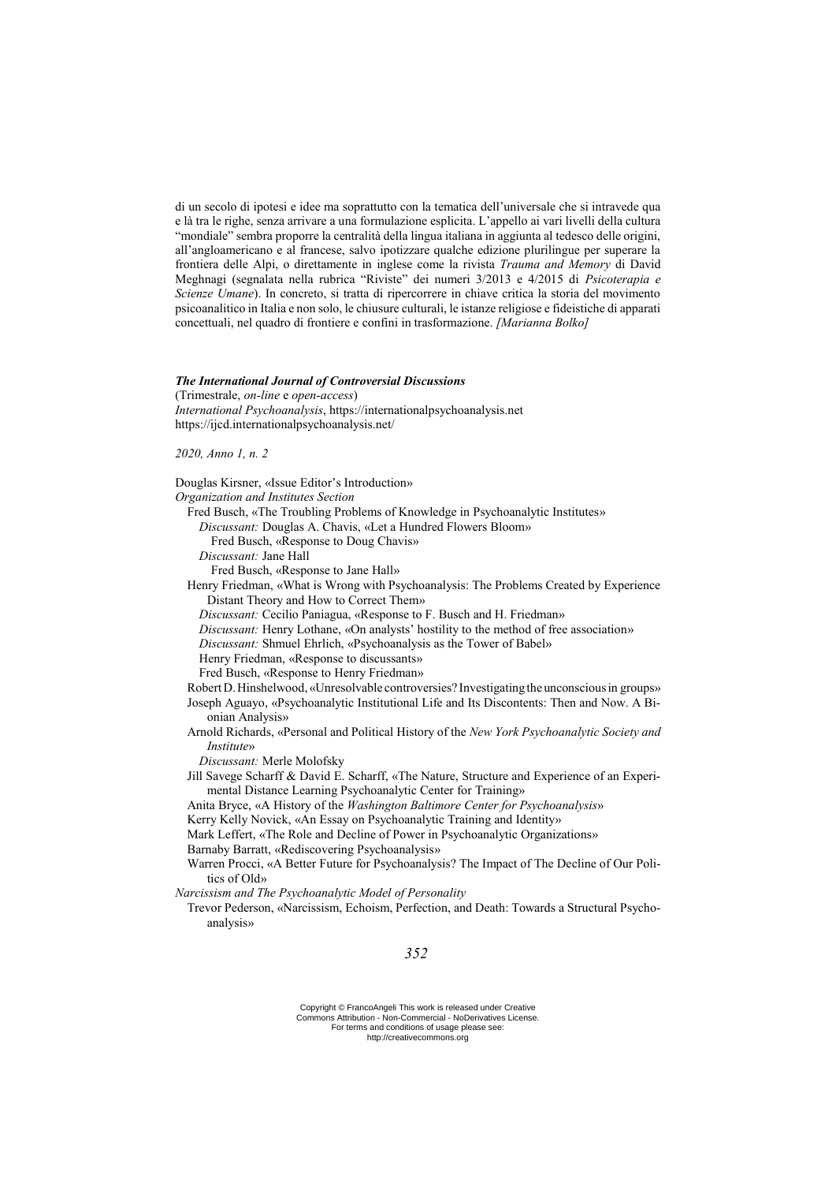di un secolo di ipotesi e idee ma soprattutto con la tematica dell'universale che si intravede qua e là tra le righe, senza arrivare a una formulazione esplicita. L'appello ai vari livelli della cultura "mondiale" sembra proporre la centralità della lingua italiana in aggiunta al tedesco delle origini, all'angloamericano e al francese, salvo ipotizzare qualche edizione plurilingue per superare la frontiera delle Alpi, o direttamente in inglese come la rivista *Trauma and Memory* di David Meghnagi (segnalata nella rubrica "Riviste" dei numeri 3/2013 e 4/2015 di *Psicoterapia e Scienze Umane*). In concreto, si tratta di ripercorrere in chiave critica la storia del movimento psicoanalitico in Italia e non solo, le chiusure culturali, le istanze religiose e fideistiche di apparati concettuali, nel quadro di frontiere e confini in trasformazione. *[Marianna Bolko]*

***The International Journal of Controversial Discussions***
(Trimestrale, *on-line* e *open-access*)
*International Psychoanalysis*, https://internationalpsychoanalysis.net
https://ijcd.internationalpsychoanalysis.net/

*2020, Anno 1, n. 2*

Douglas Kirsner, «Issue Editor's Introduction»

*Organization and Institutes Section*

- Fred Busch, «The Troubling Problems of Knowledge in Psychoanalytic Institutes»
  - *Discussant:* Douglas A. Chavis, «Let a Hundred Flowers Bloom»
    - Fred Busch, «Response to Doug Chavis»
  - *Discussant:* Jane Hall
    - Fred Busch, «Response to Jane Hall»
- Henry Friedman, «What is Wrong with Psychoanalysis: The Problems Created by Experience Distant Theory and How to Correct Them»
  - *Discussant:* Cecilio Paniagua, «Response to F. Busch and H. Friedman»
  - *Discussant:* Henry Lothane, «On analysts' hostility to the method of free association»
  - *Discussant:* Shmuel Ehrlich, «Psychoanalysis as the Tower of Babel»
  - Henry Friedman, «Response to discussants»
  - Fred Busch, «Response to Henry Friedman»
- Robert D. Hinshelwood, «Unresolvable controversies? Investigating the unconscious in groups»
- Joseph Aguayo, «Psychoanalytic Institutional Life and Its Discontents: Then and Now. A Bionian Analysis»
- Arnold Richards, «Personal and Political History of the *New York Psychoanalytic Society and Institute*»
  - *Discussant:* Merle Molofsky
- Jill Savege Scharff & David E. Scharff, «The Nature, Structure and Experience of an Experimental Distance Learning Psychoanalytic Center for Training»
- Anita Bryce, «A History of the *Washington Baltimore Center for Psychoanalysis*»
- Kerry Kelly Novick, «An Essay on Psychoanalytic Training and Identity»
- Mark Leffert, «The Role and Decline of Power in Psychoanalytic Organizations»
- Barnaby Barratt, «Rediscovering Psychoanalysis»
- Warren Procci, «A Better Future for Psychoanalysis? The Impact of The Decline of Our Politics of Old»

*Narcissism and The Psychoanalytic Model of Personality*

- Trevor Pederson, «Narcissism, Echoism, Perfection, and Death: Towards a Structural Psychoanalysis»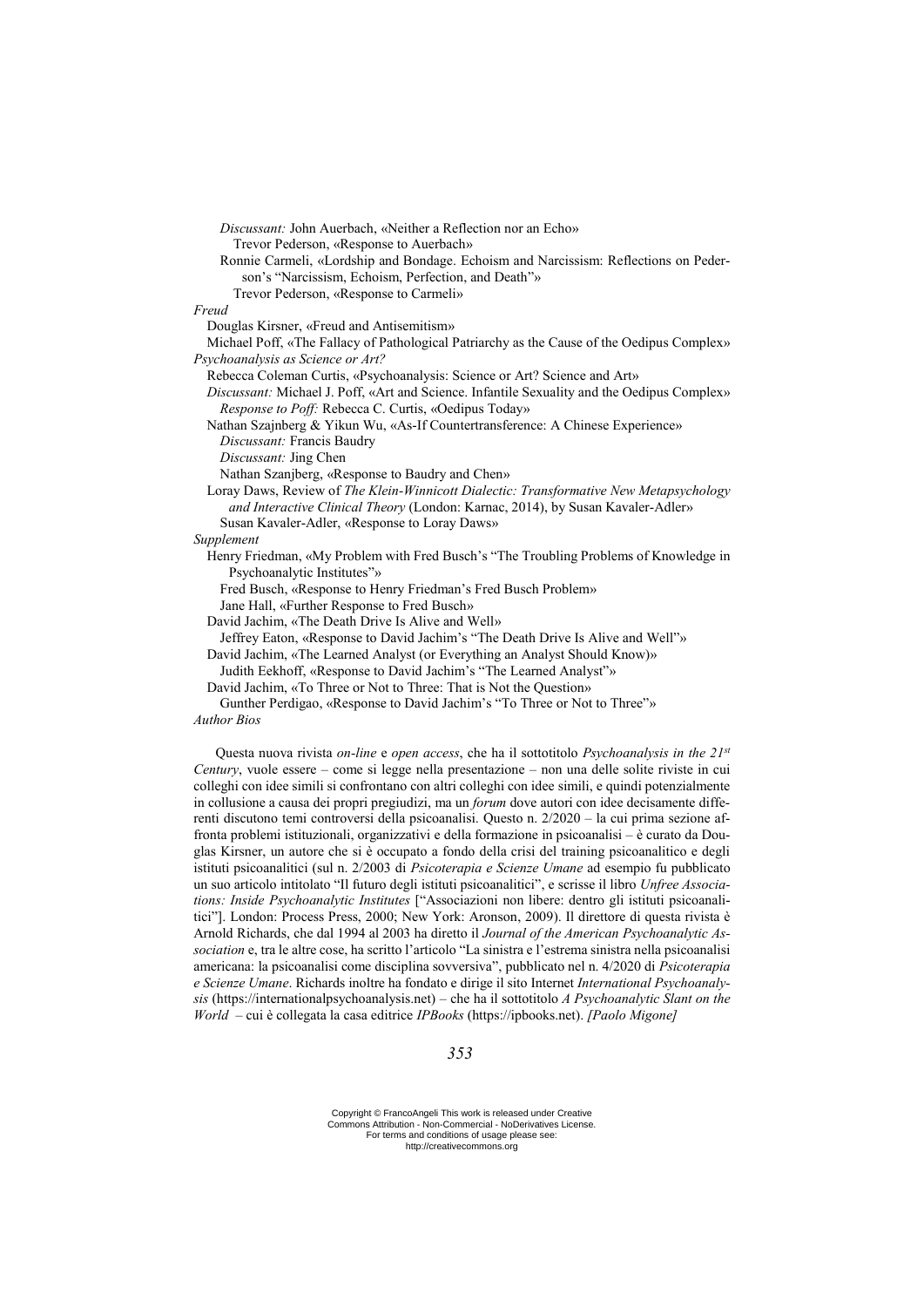*Discussant:* John Auerbach, «Neither a Reflection nor an Echo»
Trevor Pederson, «Response to Auerbach»
Ronnie Carmeli, «Lordship and Bondage. Echoism and Narcissism: Reflections on Pederson's "Narcissism, Echoism, Perfection, and Death"»
Trevor Pederson, «Response to Carmeli»

*Freud*

Douglas Kirsner, «Freud and Antisemitism»
Michael Poff, «The Fallacy of Pathological Patriarchy as the Cause of the Oedipus Complex»

*Psychoanalysis as Science or Art?*

Rebecca Coleman Curtis, «Psychoanalysis: Science or Art? Science and Art»
*Discussant:* Michael J. Poff, «Art and Science. Infantile Sexuality and the Oedipus Complex»
*Response to Poff:* Rebecca C. Curtis, «Oedipus Today»
Nathan Szajnberg & Yikun Wu, «As-If Countertransference: A Chinese Experience»
*Discussant:* Francis Baudry
*Discussant:* Jing Chen
Nathan Szanjberg, «Response to Baudry and Chen»
Loray Daws, Review of *The Klein-Winnicott Dialectic: Transformative New Metapsychology and Interactive Clinical Theory* (London: Karnac, 2014), by Susan Kavaler-Adler»
Susan Kavaler-Adler, «Response to Loray Daws»

*Supplement*

Henry Friedman, «My Problem with Fred Busch's "The Troubling Problems of Knowledge in Psychoanalytic Institutes"»
Fred Busch, «Response to Henry Friedman's Fred Busch Problem»
Jane Hall, «Further Response to Fred Busch»
David Jachim, «The Death Drive Is Alive and Well»
Jeffrey Eaton, «Response to David Jachim's "The Death Drive Is Alive and Well"»
David Jachim, «The Learned Analyst (or Everything an Analyst Should Know)»
Judith Eekhoff, «Response to David Jachim's "The Learned Analyst"»
David Jachim, «To Three or Not to Three: That is Not the Question»
Gunther Perdigao, «Response to David Jachim's "To Three or Not to Three"»

*Author Bios*

Questa nuova rivista *on-line* e *open access*, che ha il sottotitolo *Psychoanalysis in the 21st Century*, vuole essere – come si legge nella presentazione – non una delle solite riviste in cui colleghi con idee simili si confrontano con altri colleghi con idee simili, e quindi potenzialmente in collusione a causa dei propri pregiudizi, ma un *forum* dove autori con idee decisamente differenti discutono temi controversi della psicoanalisi. Questo n. 2/2020 – la cui prima sezione affronta problemi istituzionali, organizzativi e della formazione in psicoanalisi – è curato da Douglas Kirsner, un autore che si è occupato a fondo della crisi del training psicoanalitico e degli istituti psicoanalitici (sul n. 2/2003 di *Psicoterapia e Scienze Umane* ad esempio fu pubblicato un suo articolo intitolato "Il futuro degli istituti psicoanalitici", e scrisse il libro *Unfree Associations: Inside Psychoanalytic Institutes* ["Associazioni non libere: dentro gli istituti psicoanalitici"]. London: Process Press, 2000; New York: Aronson, 2009). Il direttore di questa rivista è Arnold Richards, che dal 1994 al 2003 ha diretto il *Journal of the American Psychoanalytic Association* e, tra le altre cose, ha scritto l'articolo "La sinistra e l'estrema sinistra nella psicoanalisi americana: la psicoanalisi come disciplina sovversiva", pubblicato nel n. 4/2020 di *Psicoterapia e Scienze Umane*. Richards inoltre ha fondato e dirige il sito Internet *International Psychoanalysis* (https://internationalpsychoanalysis.net) – che ha il sottotitolo *A Psychoanalytic Slant on the World* – cui è collegata la casa editrice *IPBooks* (https://ipbooks.net). *[Paolo Migone]*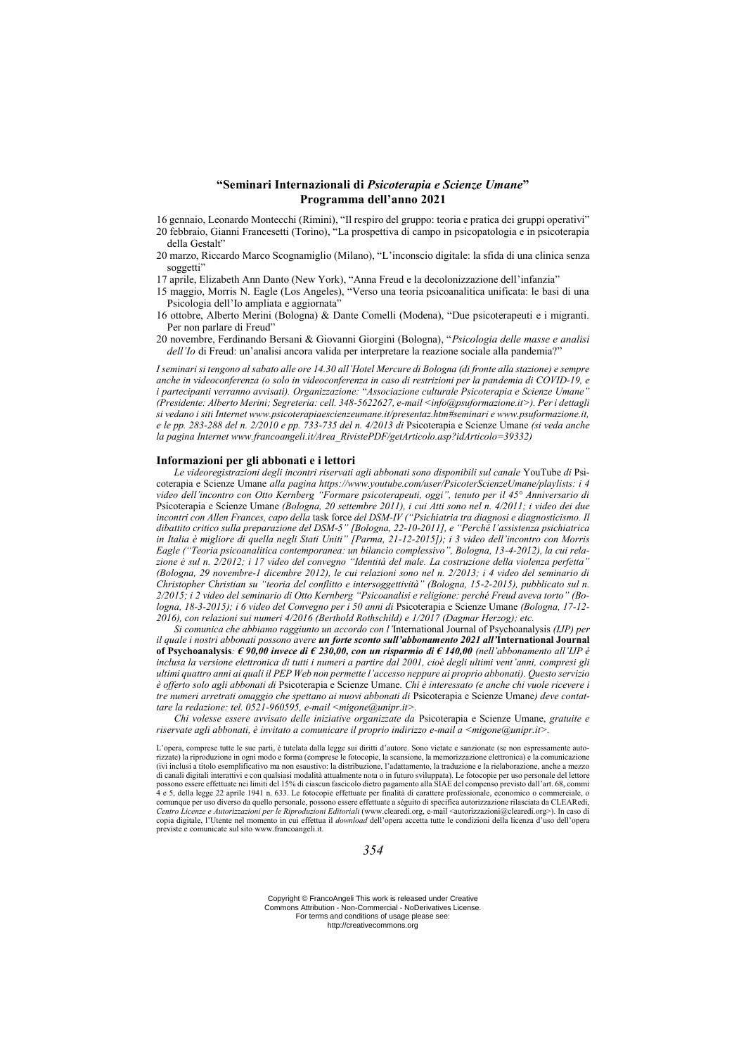## "Seminari Internazionali di *Psicoterapia e Scienze Umane*"
## Programma dell'anno 2021

16 gennaio, Leonardo Montecchi (Rimini), "Il respiro del gruppo: teoria e pratica dei gruppi operativi"
20 febbraio, Gianni Francesetti (Torino), "La prospettiva di campo in psicopatologia e in psicoterapia della Gestalt"
20 marzo, Riccardo Marco Scognamiglio (Milano), "L'inconscio digitale: la sfida di una clinica senza soggetti"
17 aprile, Elizabeth Ann Danto (New York), "Anna Freud e la decolonizzazione dell'infanzia"
15 maggio, Morris N. Eagle (Los Angeles), "Verso una teoria psicoanalitica unificata: le basi di una Psicologia dell'Io ampliata e aggiornata"
16 ottobre, Alberto Merini (Bologna) & Dante Comelli (Modena), "Due psicoterapeuti e i migranti. Per non parlare di Freud"
20 novembre, Ferdinando Bersani & Giovanni Giorgini (Bologna), "*Psicologia delle masse e analisi dell'Io* di Freud: un'analisi ancora valida per interpretare la reazione sociale alla pandemia?"

*I seminari si tengono al sabato alle ore 14.30 all'Hotel Mercure di Bologna (di fronte alla stazione) e sempre anche in videoconferenza (o solo in videoconferenza in caso di restrizioni per la pandemia di COVID-19, e i partecipanti verranno avvisati). Organizzazione: "Associazione culturale Psicoterapia e Scienze Umane" (Presidente: Alberto Merini; Segreteria: cell. 348-5622627, e-mail <info@psuformazione.it>). Per i dettagli si vedano i siti Internet www.psicoterapiaescienzeumane.it/presentaz.htm#seminari e www.psuformazione.it, e le pp. 283-288 del n. 2/2010 e pp. 733-735 del n. 4/2013 di* Psicoterapia e Scienze Umane *(si veda anche la pagina Internet www.francoangeli.it/Area_RivistePDF/getArticolo.asp?idArticolo=39332)*

### Informazioni per gli abbonati e i lettori

*Le videoregistrazioni degli incontri riservati agli abbonati sono disponibili sul canale* YouTube *di* Psicoterapia e Scienze Umane *alla pagina https://www.youtube.com/user/PsicoterScienzeUmane/playlists: i 4 video dell'incontro con Otto Kernberg "Formare psicoterapeuti, oggi", tenuto per il 45° Anniversario di* Psicoterapia e Scienze Umane *(Bologna, 20 settembre 2011), i cui Atti sono nel n. 4/2011; i video dei due incontri con Allen Frances, capo della* task force *del DSM-IV ("Psichiatria tra diagnosi e diagnosticismo. Il dibattito critico sulla preparazione del DSM-5" [Bologna, 22-10-2011], e "Perché l'assistenza psichiatrica in Italia è migliore di quella negli Stati Uniti" [Parma, 21-12-2015]); i 3 video dell'incontro con Morris Eagle ("Teoria psicoanalitica contemporanea: un bilancio complessivo", Bologna, 13-4-2012), la cui relazione è sul n. 2/2012; i 17 video del convegno "Identità del male. La costruzione della violenza perfetta" (Bologna, 29 novembre-1 dicembre 2012), le cui relazioni sono nel n. 2/2013; i 4 video del seminario di Christopher Christian su "teoria del conflitto e intersoggettività" (Bologna, 15-2-2015), pubblicato sul n. 2/2015; i 2 video del seminario di Otto Kernberg "Psicoanalisi e religione: perché Freud aveva torto" (Bologna, 18-3-2015); i 6 video del Convegno per i 50 anni di* Psicoterapia e Scienze Umane *(Bologna, 17-12-2016), con relazioni sui numeri 4/2016 (Berthold Rothschild) e 1/2017 (Dagmar Herzog); etc.*

*Si comunica che abbiamo raggiunto un accordo con l'*International Journal of Psychoanalysis *(IJP) per il quale i nostri abbonati possono avere* ***un forte sconto sull'abbonamento 2021 all'*International Journal of Psychoanalysis**: ***€ 90,00 invece di € 230,00, con un risparmio di € 140,00*** *(nell'abbonamento all'IJP è inclusa la versione elettronica di tutti i numeri a partire dal 2001, cioè degli ultimi vent'anni, compresi gli ultimi quattro anni ai quali il PEP Web non permette l'accesso neppure ai proprio abbonati). Questo servizio è offerto solo agli abbonati di* Psicoterapia e Scienze Umane*. Chi è interessato (e anche chi vuole ricevere i tre numeri arretrati omaggio che spettano ai nuovi abbonati di* Psicoterapia e Scienze Umane*) deve contattare la redazione: tel. 0521-960595, e-mail <migone@unipr.it>.*

*Chi volesse essere avvisato delle iniziative organizzate da* Psicoterapia e Scienze Umane*, gratuite e riservate agli abbonati, è invitato a comunicare il proprio indirizzo e-mail a <migone@unipr.it>.*

L'opera, comprese tutte le sue parti, è tutelata dalla legge sui diritti d'autore. Sono vietate e sanzionate (se non espressamente autorizzate) la riproduzione in ogni modo e forma (comprese le fotocopie, la scansione, la memorizzazione elettronica) e la comunicazione (ivi inclusi a titolo esemplificativo ma non esaustivo: la distribuzione, l'adattamento, la traduzione e la rielaborazione, anche a mezzo di canali digitali interattivi e con qualsiasi modalità attualmente nota o in futuro sviluppata). Le fotocopie per uso personale del lettore possono essere effettuate nei limiti del 15% di ciascun fascicolo dietro pagamento alla SIAE del compenso previsto dall'art. 68, commi 4 e 5, della legge 22 aprile 1941 n. 633. Le fotocopie effettuate per finalità di carattere professionale, economico o commerciale, o comunque per uso diverso da quello personale, possono essere effettuate a séguito di specifica autorizzazione rilasciata da CLEARedi, *Centro Licenze e Autorizzazioni per le Riproduzioni Editoriali* (www.clearedi.org, e-mail <autorizzazioni@clearedi.org>). In caso di copia digitale, l'Utente nel momento in cui effettua il *download* dell'opera accetta tutte le condizioni della licenza d'uso dell'opera previste e comunicate sul sito www.francoangeli.it.

Copyright © FrancoAngeli This work is released under Creative Commons Attribution - Non-Commercial - NoDerivatives License. For terms and conditions of usage please see: http://creativecommons.org